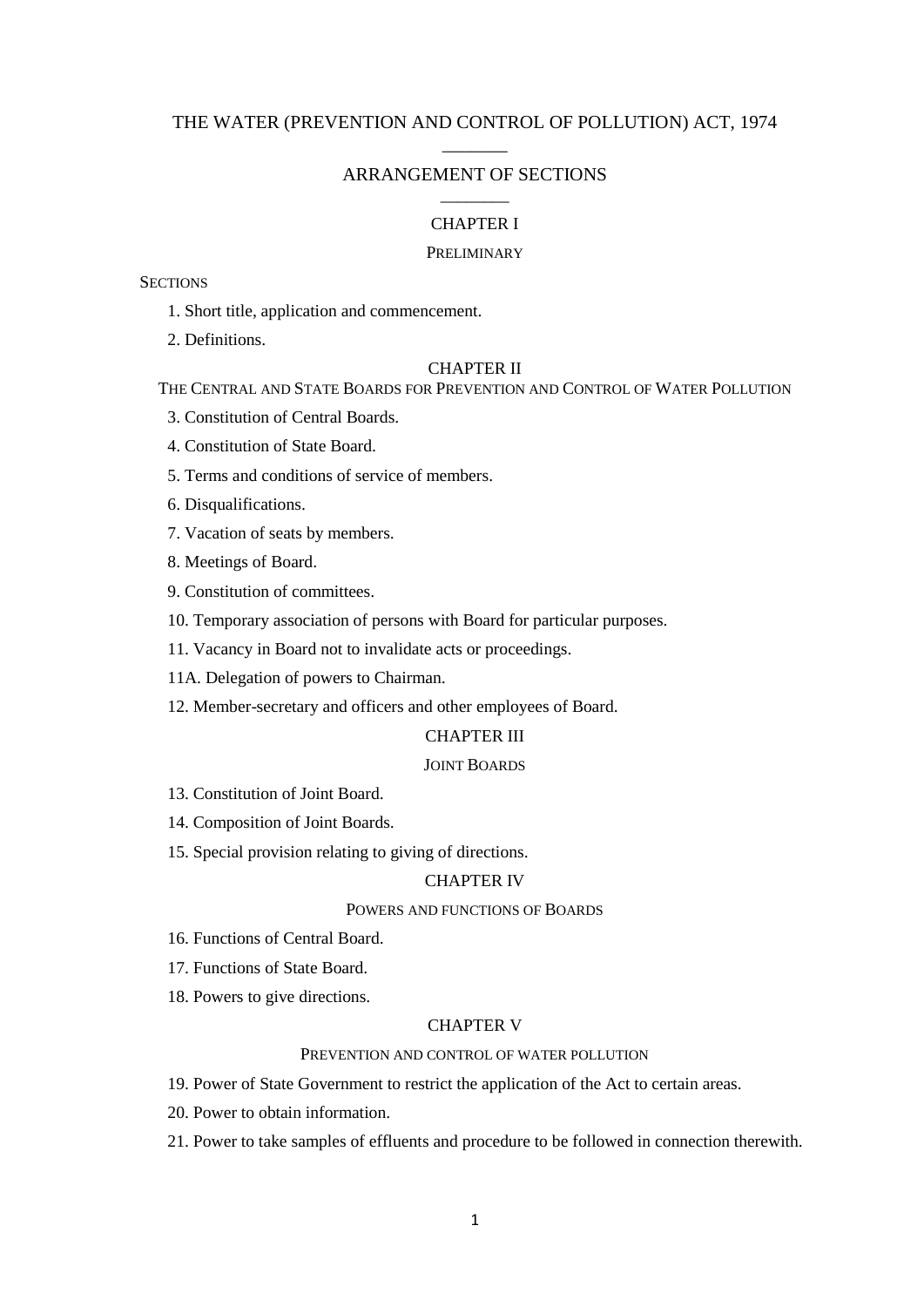# THE WATER (PREVENTION AND CONTROL OF POLLUTION) ACT, 1974

## ARRANGEMENT OF SECTIONS

### CHAPTER I

PRELIMINARY

SECTIONS

1. Short title, application and commencement.
2. Definitions.

### CHAPTER II

THE CENTRAL AND STATE BOARDS FOR PREVENTION AND CONTROL OF WATER POLLUTION

3. Constitution of Central Boards.
4. Constitution of State Board.
5. Terms and conditions of service of members.
6. Disqualifications.
7. Vacation of seats by members.
8. Meetings of Board.
9. Constitution of committees.
10. Temporary association of persons with Board for particular purposes.
11. Vacancy in Board not to invalidate acts or proceedings.

11A. Delegation of powers to Chairman.

12. Member-secretary and officers and other employees of Board.

### CHAPTER III

JOINT BOARDS

13. Constitution of Joint Board.
14. Composition of Joint Boards.
15. Special provision relating to giving of directions.

### CHAPTER IV

POWERS AND FUNCTIONS OF BOARDS

16. Functions of Central Board.
17. Functions of State Board.
18. Powers to give directions.

### CHAPTER V

PREVENTION AND CONTROL OF WATER POLLUTION

19. Power of State Government to restrict the application of the Act to certain areas.
20. Power to obtain information.
21. Power to take samples of effluents and procedure to be followed in connection therewith.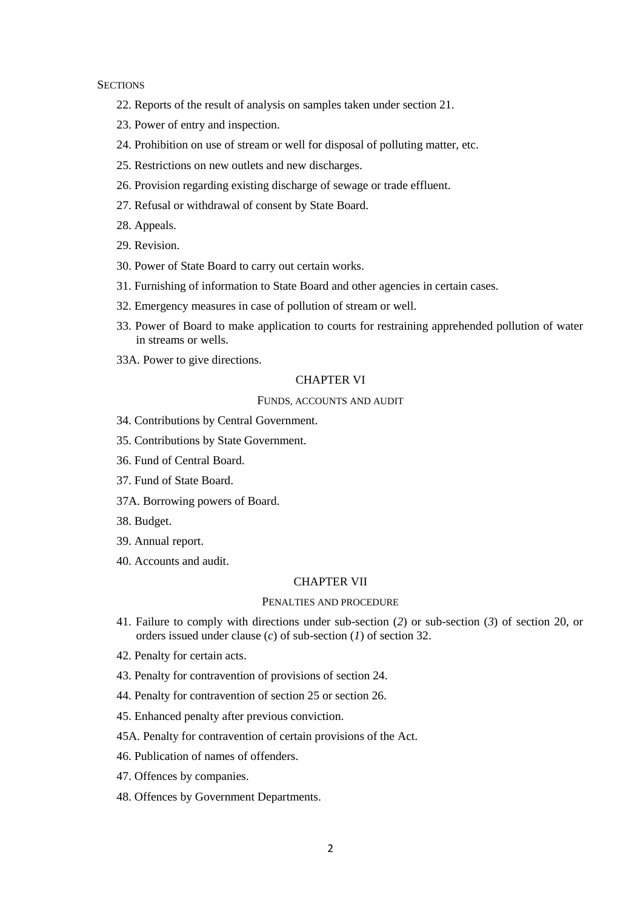SECTIONS

22. Reports of the result of analysis on samples taken under section 21.

23. Power of entry and inspection.

24. Prohibition on use of stream or well for disposal of polluting matter, etc.

25. Restrictions on new outlets and new discharges.

26. Provision regarding existing discharge of sewage or trade effluent.

27. Refusal or withdrawal of consent by State Board.

28. Appeals.

29. Revision.

30. Power of State Board to carry out certain works.

31. Furnishing of information to State Board and other agencies in certain cases.

32. Emergency measures in case of pollution of stream or well.

33. Power of Board to make application to courts for restraining apprehended pollution of water in streams or wells.

33A. Power to give directions.

## CHAPTER VI

### FUNDS, ACCOUNTS AND AUDIT

34. Contributions by Central Government.

35. Contributions by State Government.

36. Fund of Central Board.

37. Fund of State Board.

37A. Borrowing powers of Board.

38. Budget.

39. Annual report.

40. Accounts and audit.

## CHAPTER VII

### PENALTIES AND PROCEDURE

41. Failure to comply with directions under sub-section (*2*) or sub-section (*3*) of section 20, or orders issued under clause (*c*) of sub-section (*1*) of section 32.

42. Penalty for certain acts.

43. Penalty for contravention of provisions of section 24.

44. Penalty for contravention of section 25 or section 26.

45. Enhanced penalty after previous conviction.

45A. Penalty for contravention of certain provisions of the Act.

46. Publication of names of offenders.

47. Offences by companies.

48. Offences by Government Departments.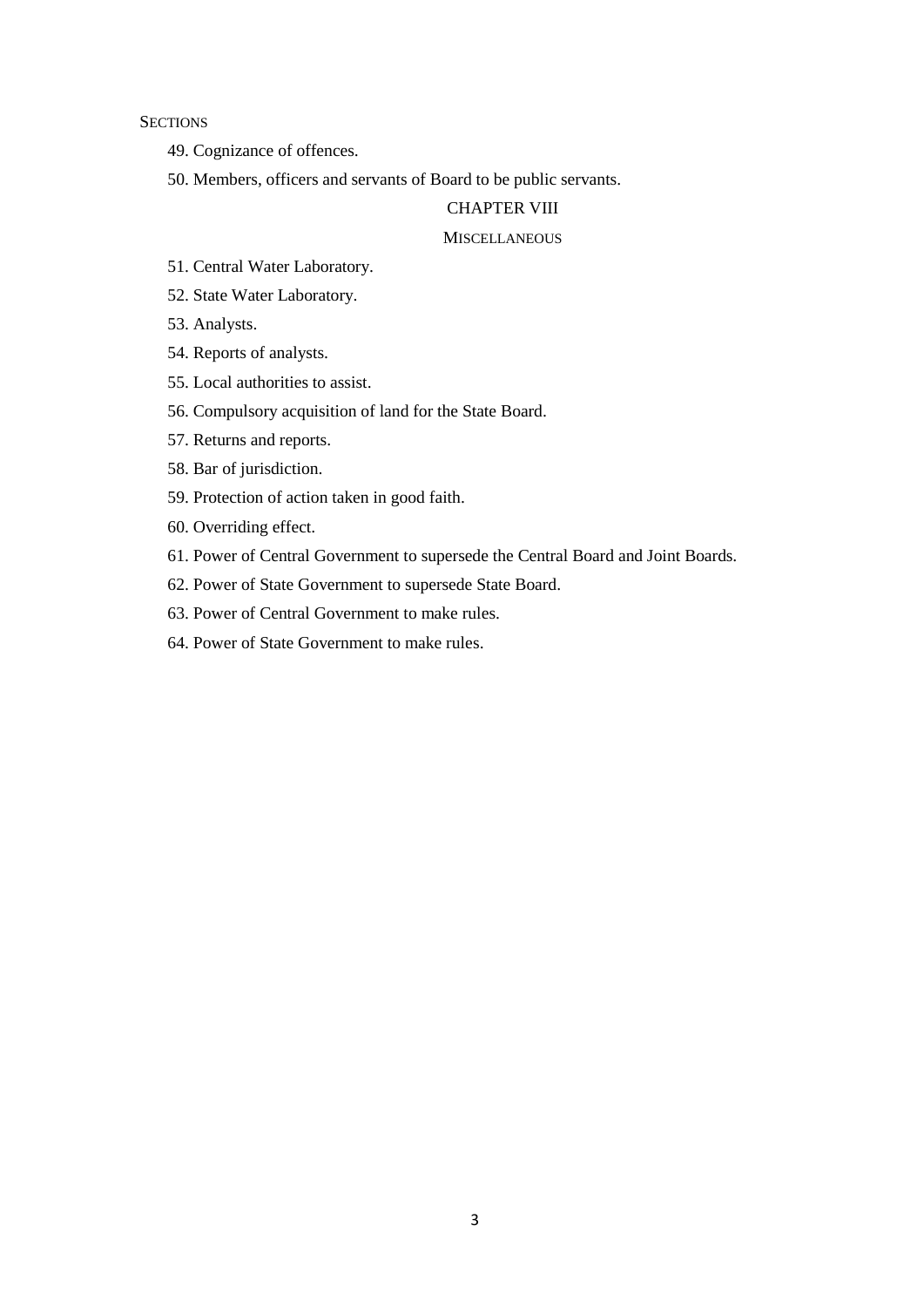SECTIONS

49. Cognizance of offences.

50. Members, officers and servants of Board to be public servants.

## CHAPTER VIII

### MISCELLANEOUS

51. Central Water Laboratory.

52. State Water Laboratory.

53. Analysts.

54. Reports of analysts.

55. Local authorities to assist.

56. Compulsory acquisition of land for the State Board.

57. Returns and reports.

58. Bar of jurisdiction.

59. Protection of action taken in good faith.

60. Overriding effect.

61. Power of Central Government to supersede the Central Board and Joint Boards.

62. Power of State Government to supersede State Board.

63. Power of Central Government to make rules.

64. Power of State Government to make rules.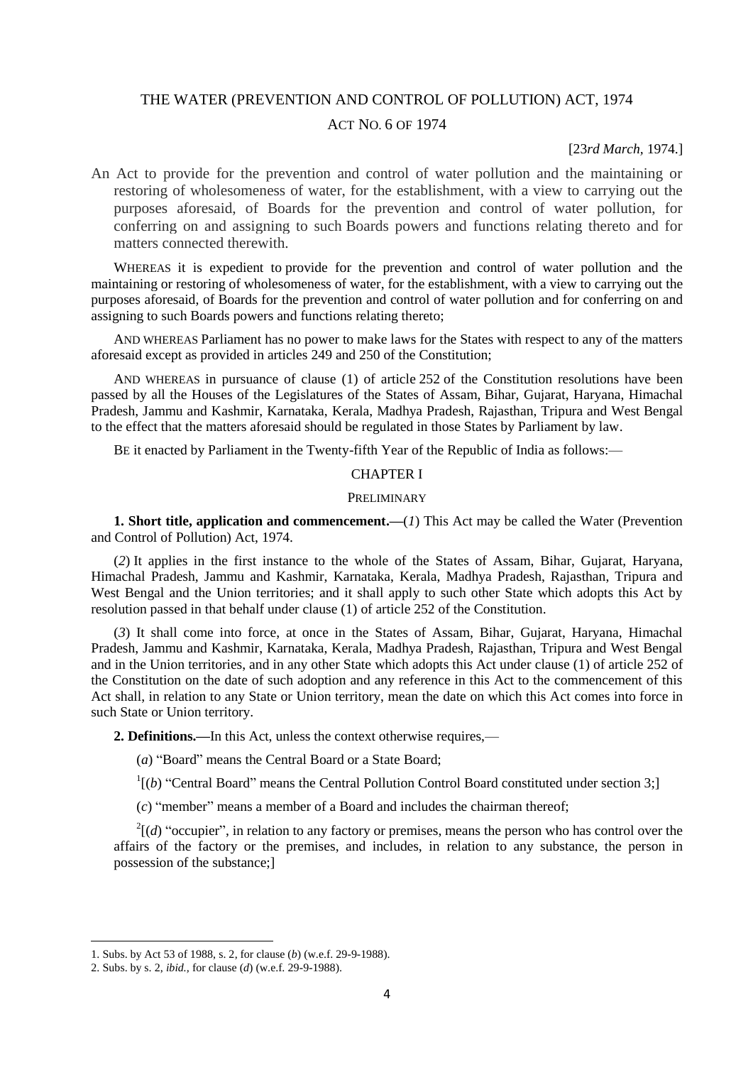# THE WATER (PREVENTION AND CONTROL OF POLLUTION) ACT, 1974

ACT NO. 6 OF 1974

[23*rd March*, 1974.]

An Act to provide for the prevention and control of water pollution and the maintaining or restoring of wholesomeness of water, for the establishment, with a view to carrying out the purposes aforesaid, of Boards for the prevention and control of water pollution, for conferring on and assigning to such Boards powers and functions relating thereto and for matters connected therewith.

WHEREAS it is expedient to provide for the prevention and control of water pollution and the maintaining or restoring of wholesomeness of water, for the establishment, with a view to carrying out the purposes aforesaid, of Boards for the prevention and control of water pollution and for conferring on and assigning to such Boards powers and functions relating thereto;

AND WHEREAS Parliament has no power to make laws for the States with respect to any of the matters aforesaid except as provided in articles 249 and 250 of the Constitution;

AND WHEREAS in pursuance of clause (1) of article 252 of the Constitution resolutions have been passed by all the Houses of the Legislatures of the States of Assam, Bihar, Gujarat, Haryana, Himachal Pradesh, Jammu and Kashmir, Karnataka, Kerala, Madhya Pradesh, Rajasthan, Tripura and West Bengal to the effect that the matters aforesaid should be regulated in those States by Parliament by law.

BE it enacted by Parliament in the Twenty-fifth Year of the Republic of India as follows:—

## CHAPTER I

### PRELIMINARY

**1. Short title, application and commencement.—**(*1*) This Act may be called the Water (Prevention and Control of Pollution) Act, 1974.

(*2*) It applies in the first instance to the whole of the States of Assam, Bihar, Gujarat, Haryana, Himachal Pradesh, Jammu and Kashmir, Karnataka, Kerala, Madhya Pradesh, Rajasthan, Tripura and West Bengal and the Union territories; and it shall apply to such other State which adopts this Act by resolution passed in that behalf under clause (1) of article 252 of the Constitution.

(*3*) It shall come into force, at once in the States of Assam, Bihar, Gujarat, Haryana, Himachal Pradesh, Jammu and Kashmir, Karnataka, Kerala, Madhya Pradesh, Rajasthan, Tripura and West Bengal and in the Union territories, and in any other State which adopts this Act under clause (1) of article 252 of the Constitution on the date of such adoption and any reference in this Act to the commencement of this Act shall, in relation to any State or Union territory, mean the date on which this Act comes into force in such State or Union territory.

**2. Definitions.—**In this Act, unless the context otherwise requires,—

(*a*) "Board" means the Central Board or a State Board;

[1][(*b*) "Central Board" means the Central Pollution Control Board constituted under section 3;]

(*c*) "member" means a member of a Board and includes the chairman thereof;

[2][(*d*) "occupier", in relation to any factory or premises, means the person who has control over the affairs of the factory or the premises, and includes, in relation to any substance, the person in possession of the substance;]

---

1. Subs. by Act 53 of 1988, s. 2, for clause (*b*) (w.e.f. 29-9-1988).
2. Subs. by s. 2, *ibid.*, for clause (*d*) (w.e.f. 29-9-1988).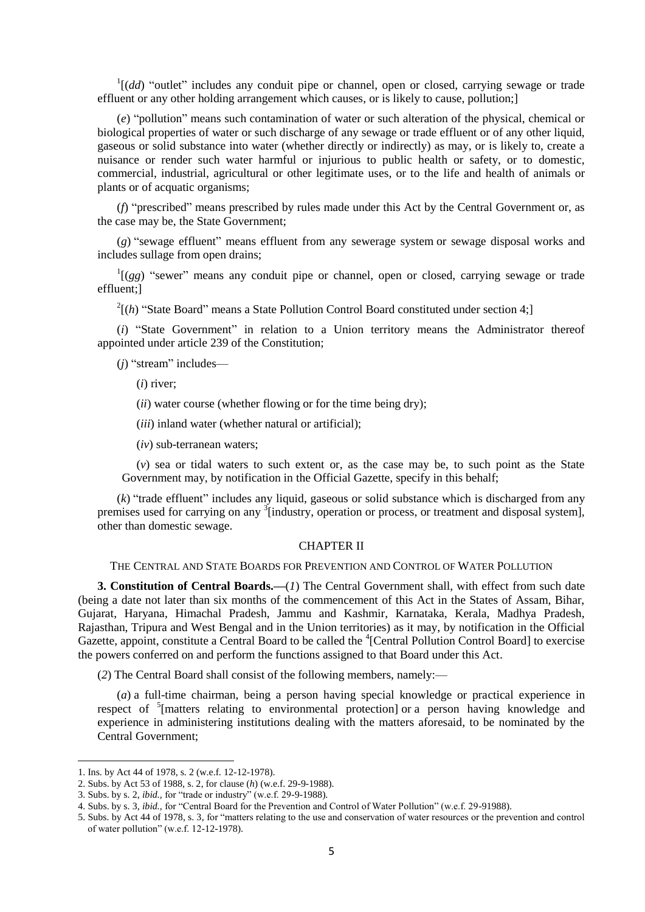[1][(*dd*) "outlet" includes any conduit pipe or channel, open or closed, carrying sewage or trade effluent or any other holding arrangement which causes, or is likely to cause, pollution;]

(*e*) "pollution" means such contamination of water or such alteration of the physical, chemical or biological properties of water or such discharge of any sewage or trade effluent or of any other liquid, gaseous or solid substance into water (whether directly or indirectly) as may, or is likely to, create a nuisance or render such water harmful or injurious to public health or safety, or to domestic, commercial, industrial, agricultural or other legitimate uses, or to the life and health of animals or plants or of acquatic organisms;

(*f*) "prescribed" means prescribed by rules made under this Act by the Central Government or, as the case may be, the State Government;

(*g*) "sewage effluent" means effluent from any sewerage system or sewage disposal works and includes sullage from open drains;

[1][(*gg*) "sewer" means any conduit pipe or channel, open or closed, carrying sewage or trade effluent;]

[2][(*h*) "State Board" means a State Pollution Control Board constituted under section 4;]

(*i*) "State Government" in relation to a Union territory means the Administrator thereof appointed under article 239 of the Constitution;

(*j*) "stream" includes—

(*i*) river;

(*ii*) water course (whether flowing or for the time being dry);

(*iii*) inland water (whether natural or artificial);

(*iv*) sub-terranean waters;

(*v*) sea or tidal waters to such extent or, as the case may be, to such point as the State Government may, by notification in the Official Gazette, specify in this behalf;

(*k*) "trade effluent" includes any liquid, gaseous or solid substance which is discharged from any premises used for carrying on any [3][industry, operation or process, or treatment and disposal system], other than domestic sewage.

## CHAPTER II

### THE CENTRAL AND STATE BOARDS FOR PREVENTION AND CONTROL OF WATER POLLUTION

**3. Constitution of Central Boards.**—(*1*) The Central Government shall, with effect from such date (being a date not later than six months of the commencement of this Act in the States of Assam, Bihar, Gujarat, Haryana, Himachal Pradesh, Jammu and Kashmir, Karnataka, Kerala, Madhya Pradesh, Rajasthan, Tripura and West Bengal and in the Union territories) as it may, by notification in the Official Gazette, appoint, constitute a Central Board to be called the [4][Central Pollution Control Board] to exercise the powers conferred on and perform the functions assigned to that Board under this Act.

(*2*) The Central Board shall consist of the following members, namely:—

(*a*) a full-time chairman, being a person having special knowledge or practical experience in respect of [5][matters relating to environmental protection] or a person having knowledge and experience in administering institutions dealing with the matters aforesaid, to be nominated by the Central Government;

---

1. Ins. by Act 44 of 1978, s. 2 (w.e.f. 12-12-1978).
2. Subs. by Act 53 of 1988, s. 2, for clause (*h*) (w.e.f. 29-9-1988).
3. Subs. by s. 2, *ibid.*, for "trade or industry" (w.e.f. 29-9-1988).
4. Subs. by s. 3, *ibid.*, for "Central Board for the Prevention and Control of Water Pollution" (w.e.f. 29-91988).
5. Subs. by Act 44 of 1978, s. 3, for "matters relating to the use and conservation of water resources or the prevention and control of water pollution" (w.e.f. 12-12-1978).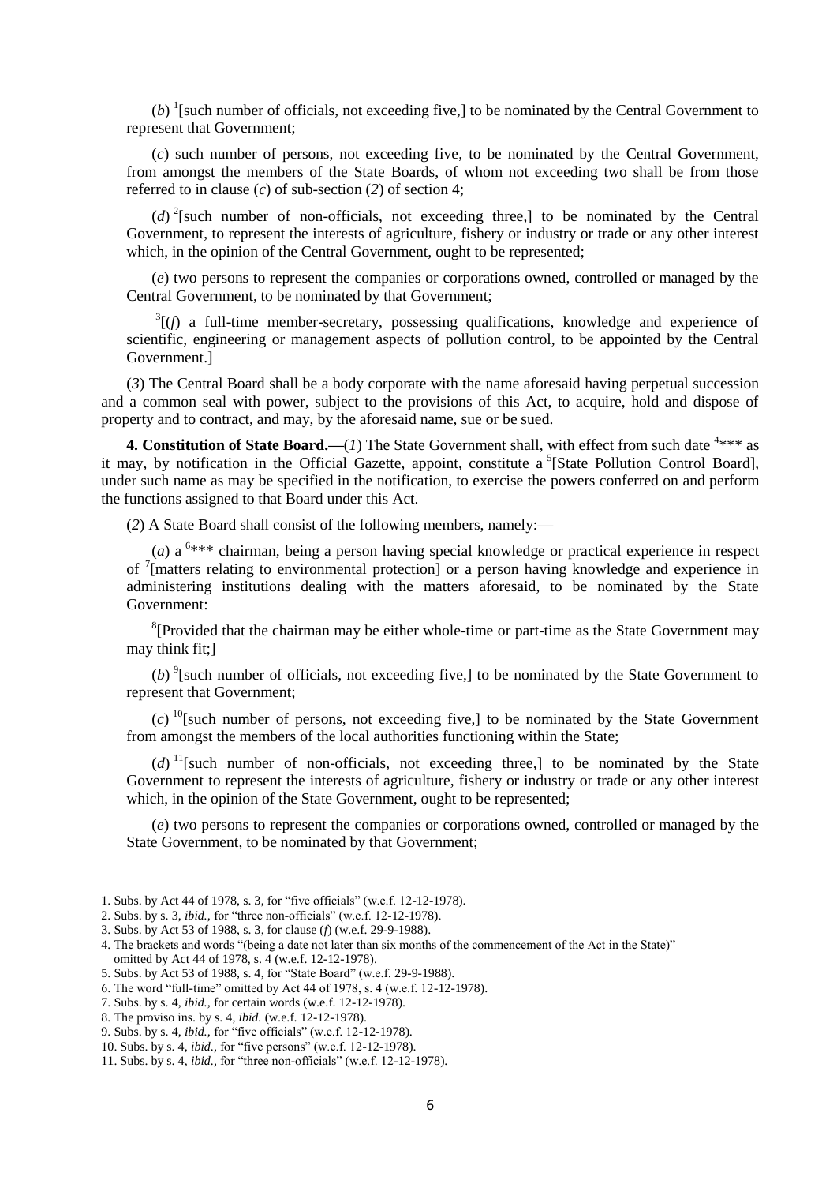(*b*) [1][such number of officials, not exceeding five,] to be nominated by the Central Government to represent that Government;

(*c*) such number of persons, not exceeding five, to be nominated by the Central Government, from amongst the members of the State Boards, of whom not exceeding two shall be from those referred to in clause (*c*) of sub-section (*2*) of section 4;

(*d*) [2][such number of non-officials, not exceeding three,] to be nominated by the Central Government, to represent the interests of agriculture, fishery or industry or trade or any other interest which, in the opinion of the Central Government, ought to be represented;

(*e*) two persons to represent the companies or corporations owned, controlled or managed by the Central Government, to be nominated by that Government;

[3][(*f*) a full-time member-secretary, possessing qualifications, knowledge and experience of scientific, engineering or management aspects of pollution control, to be appointed by the Central Government.]

(*3*) The Central Board shall be a body corporate with the name aforesaid having perpetual succession and a common seal with power, subject to the provisions of this Act, to acquire, hold and dispose of property and to contract, and may, by the aforesaid name, sue or be sued.

**4. Constitution of State Board.—**(*1*) The State Government shall, with effect from such date [4]*** as it may, by notification in the Official Gazette, appoint, constitute a [5][State Pollution Control Board], under such name as may be specified in the notification, to exercise the powers conferred on and perform the functions assigned to that Board under this Act.

(*2*) A State Board shall consist of the following members, namely:—

(*a*) a [6]*** chairman, being a person having special knowledge or practical experience in respect of [7][matters relating to environmental protection] or a person having knowledge and experience in administering institutions dealing with the matters aforesaid, to be nominated by the State Government:

[8][Provided that the chairman may be either whole-time or part-time as the State Government may may think fit;]

(*b*) [9][such number of officials, not exceeding five,] to be nominated by the State Government to represent that Government;

(*c*) [10][such number of persons, not exceeding five,] to be nominated by the State Government from amongst the members of the local authorities functioning within the State;

(*d*) [11][such number of non-officials, not exceeding three,] to be nominated by the State Government to represent the interests of agriculture, fishery or industry or trade or any other interest which, in the opinion of the State Government, ought to be represented;

(*e*) two persons to represent the companies or corporations owned, controlled or managed by the State Government, to be nominated by that Government;

---

1. Subs. by Act 44 of 1978, s. 3, for "five officials" (w.e.f. 12-12-1978).
2. Subs. by s. 3, *ibid.*, for "three non-officials" (w.e.f. 12-12-1978).
3. Subs. by Act 53 of 1988, s. 3, for clause (*f*) (w.e.f. 29-9-1988).
4. The brackets and words "(being a date not later than six months of the commencement of the Act in the State)" omitted by Act 44 of 1978, s. 4 (w.e.f. 12-12-1978).
5. Subs. by Act 53 of 1988, s. 4, for "State Board" (w.e.f. 29-9-1988).
6. The word "full-time" omitted by Act 44 of 1978, s. 4 (w.e.f. 12-12-1978).
7. Subs. by s. 4, *ibid.*, for certain words (w.e.f. 12-12-1978).
8. The proviso ins. by s. 4, *ibid.* (w.e.f. 12-12-1978).
9. Subs. by s. 4, *ibid.*, for "five officials" (w.e.f. 12-12-1978).
10. Subs. by s. 4, *ibid.*, for "five persons" (w.e.f. 12-12-1978).
11. Subs. by s. 4, *ibid.*, for "three non-officials" (w.e.f. 12-12-1978).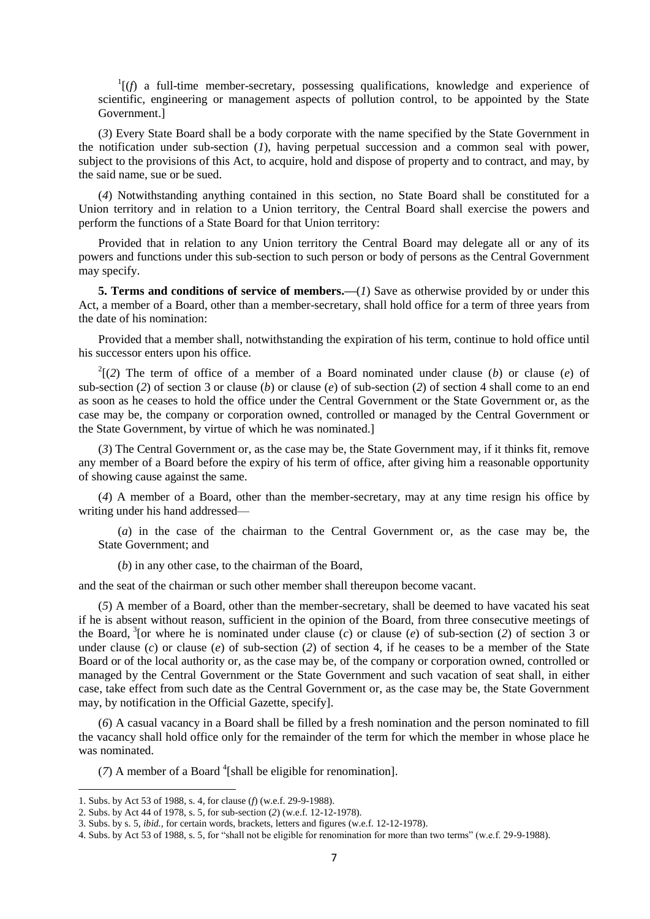[1][(*f*) a full-time member-secretary, possessing qualifications, knowledge and experience of scientific, engineering or management aspects of pollution control, to be appointed by the State Government.]

(*3*) Every State Board shall be a body corporate with the name specified by the State Government in the notification under sub-section (*1*), having perpetual succession and a common seal with power, subject to the provisions of this Act, to acquire, hold and dispose of property and to contract, and may, by the said name, sue or be sued.

(*4*) Notwithstanding anything contained in this section, no State Board shall be constituted for a Union territory and in relation to a Union territory, the Central Board shall exercise the powers and perform the functions of a State Board for that Union territory:

Provided that in relation to any Union territory the Central Board may delegate all or any of its powers and functions under this sub-section to such person or body of persons as the Central Government may specify.

**5. Terms and conditions of service of members.—**(*1*) Save as otherwise provided by or under this Act, a member of a Board, other than a member-secretary, shall hold office for a term of three years from the date of his nomination:

Provided that a member shall, notwithstanding the expiration of his term, continue to hold office until his successor enters upon his office.

[2][(*2*) The term of office of a member of a Board nominated under clause (*b*) or clause (*e*) of sub-section (*2*) of section 3 or clause (*b*) or clause (*e*) of sub-section (*2*) of section 4 shall come to an end as soon as he ceases to hold the office under the Central Government or the State Government or, as the case may be, the company or corporation owned, controlled or managed by the Central Government or the State Government, by virtue of which he was nominated.]

(*3*) The Central Government or, as the case may be, the State Government may, if it thinks fit, remove any member of a Board before the expiry of his term of office, after giving him a reasonable opportunity of showing cause against the same.

(*4*) A member of a Board, other than the member-secretary, may at any time resign his office by writing under his hand addressed—

(*a*) in the case of the chairman to the Central Government or, as the case may be, the State Government; and

(*b*) in any other case, to the chairman of the Board,

and the seat of the chairman or such other member shall thereupon become vacant.

(*5*) A member of a Board, other than the member-secretary, shall be deemed to have vacated his seat if he is absent without reason, sufficient in the opinion of the Board, from three consecutive meetings of the Board, [3][or where he is nominated under clause (*c*) or clause (*e*) of sub-section (*2*) of section 3 or under clause (*c*) or clause (*e*) of sub-section (*2*) of section 4, if he ceases to be a member of the State Board or of the local authority or, as the case may be, of the company or corporation owned, controlled or managed by the Central Government or the State Government and such vacation of seat shall, in either case, take effect from such date as the Central Government or, as the case may be, the State Government may, by notification in the Official Gazette, specify].

(*6*) A casual vacancy in a Board shall be filled by a fresh nomination and the person nominated to fill the vacancy shall hold office only for the remainder of the term for which the member in whose place he was nominated.

(*7*) A member of a Board [4][shall be eligible for renomination].

---

1. Subs. by Act 53 of 1988, s. 4, for clause (*f*) (w.e.f. 29-9-1988).
2. Subs. by Act 44 of 1978, s. 5, for sub-section (*2*) (w.e.f. 12-12-1978).
3. Subs. by s. 5, *ibid.*, for certain words, brackets, letters and figures (w.e.f. 12-12-1978).
4. Subs. by Act 53 of 1988, s. 5, for "shall not be eligible for renomination for more than two terms" (w.e.f. 29-9-1988).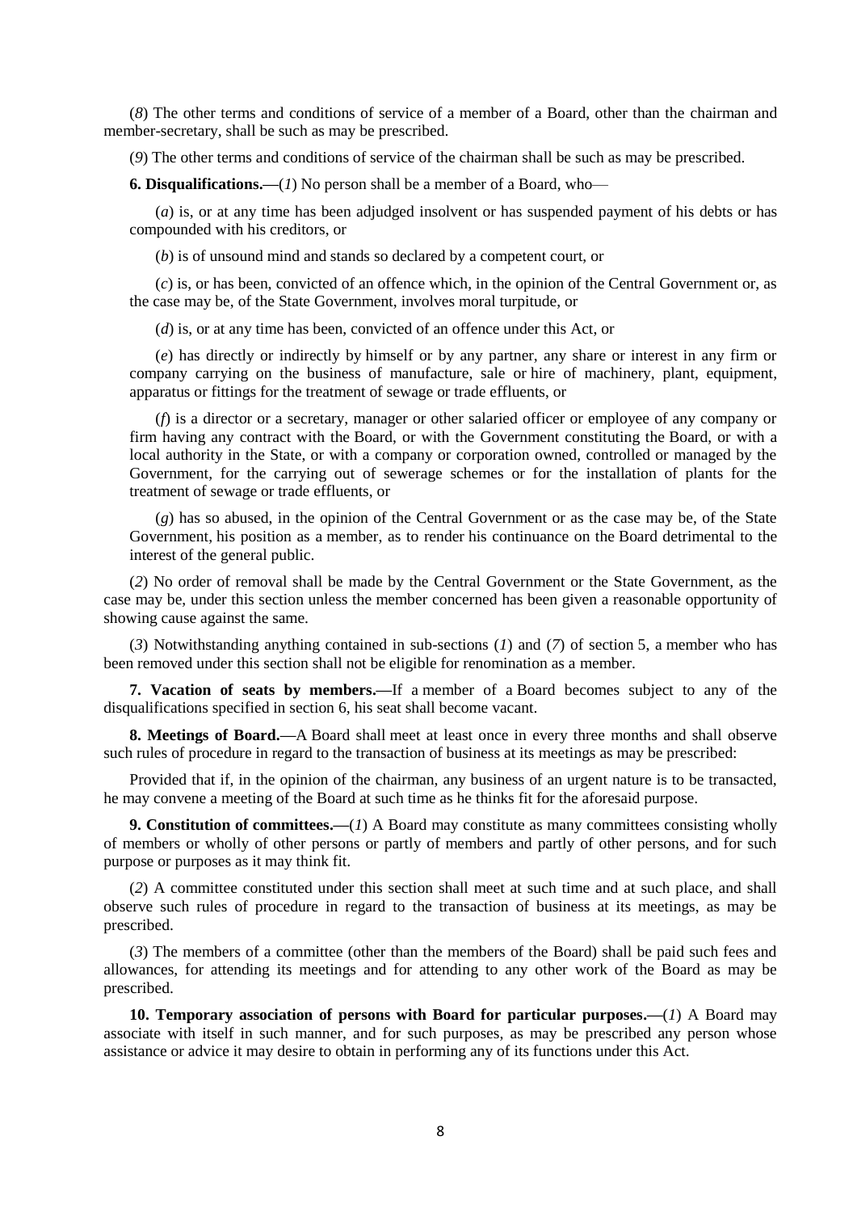(*8*) The other terms and conditions of service of a member of a Board, other than the chairman and member-secretary, shall be such as may be prescribed.

(*9*) The other terms and conditions of service of the chairman shall be such as may be prescribed.

**6. Disqualifications.—**(*1*) No person shall be a member of a Board, who—

(*a*) is, or at any time has been adjudged insolvent or has suspended payment of his debts or has compounded with his creditors, or

(*b*) is of unsound mind and stands so declared by a competent court, or

(*c*) is, or has been, convicted of an offence which, in the opinion of the Central Government or, as the case may be, of the State Government, involves moral turpitude, or

(*d*) is, or at any time has been, convicted of an offence under this Act, or

(*e*) has directly or indirectly by himself or by any partner, any share or interest in any firm or company carrying on the business of manufacture, sale or hire of machinery, plant, equipment, apparatus or fittings for the treatment of sewage or trade effluents, or

(*f*) is a director or a secretary, manager or other salaried officer or employee of any company or firm having any contract with the Board, or with the Government constituting the Board, or with a local authority in the State, or with a company or corporation owned, controlled or managed by the Government, for the carrying out of sewerage schemes or for the installation of plants for the treatment of sewage or trade effluents, or

(*g*) has so abused, in the opinion of the Central Government or as the case may be, of the State Government, his position as a member, as to render his continuance on the Board detrimental to the interest of the general public.

(*2*) No order of removal shall be made by the Central Government or the State Government, as the case may be, under this section unless the member concerned has been given a reasonable opportunity of showing cause against the same.

(*3*) Notwithstanding anything contained in sub-sections (*1*) and (*7*) of section 5, a member who has been removed under this section shall not be eligible for renomination as a member.

**7. Vacation of seats by members.—**If a member of a Board becomes subject to any of the disqualifications specified in section 6, his seat shall become vacant.

**8. Meetings of Board.—**A Board shall meet at least once in every three months and shall observe such rules of procedure in regard to the transaction of business at its meetings as may be prescribed:

Provided that if, in the opinion of the chairman, any business of an urgent nature is to be transacted, he may convene a meeting of the Board at such time as he thinks fit for the aforesaid purpose.

**9. Constitution of committees.—**(*1*) A Board may constitute as many committees consisting wholly of members or wholly of other persons or partly of members and partly of other persons, and for such purpose or purposes as it may think fit.

(*2*) A committee constituted under this section shall meet at such time and at such place, and shall observe such rules of procedure in regard to the transaction of business at its meetings, as may be prescribed.

(*3*) The members of a committee (other than the members of the Board) shall be paid such fees and allowances, for attending its meetings and for attending to any other work of the Board as may be prescribed.

**10. Temporary association of persons with Board for particular purposes.—**(*1*) A Board may associate with itself in such manner, and for such purposes, as may be prescribed any person whose assistance or advice it may desire to obtain in performing any of its functions under this Act.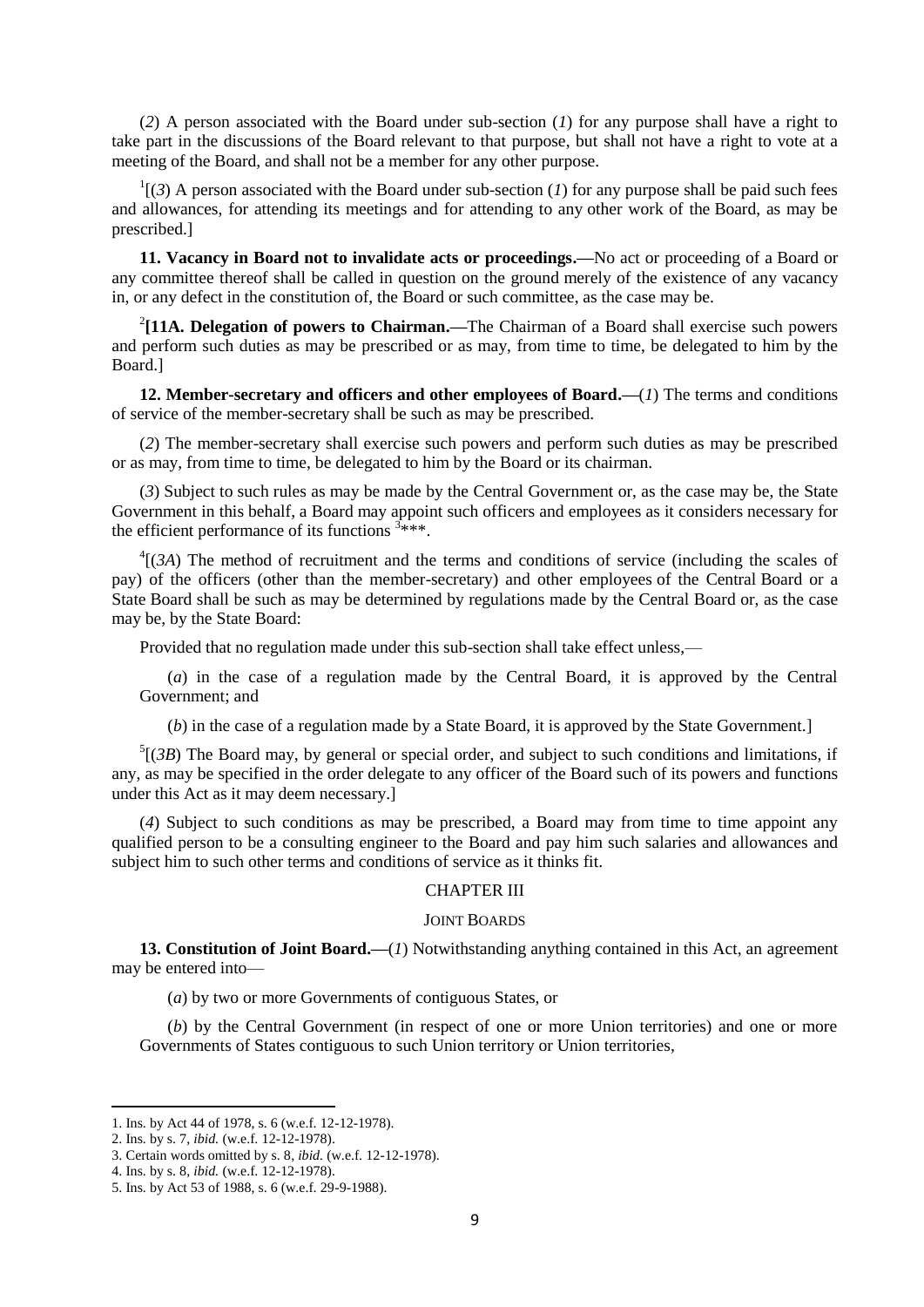(*2*) A person associated with the Board under sub-section (*1*) for any purpose shall have a right to take part in the discussions of the Board relevant to that purpose, but shall not have a right to vote at a meeting of the Board, and shall not be a member for any other purpose.

[1][(*3*) A person associated with the Board under sub-section (*1*) for any purpose shall be paid such fees and allowances, for attending its meetings and for attending to any other work of the Board, as may be prescribed.]

**11. Vacancy in Board not to invalidate acts or proceedings.—**No act or proceeding of a Board or any committee thereof shall be called in question on the ground merely of the existence of any vacancy in, or any defect in the constitution of, the Board or such committee, as the case may be.

[2]**[11A. Delegation of powers to Chairman.—**The Chairman of a Board shall exercise such powers and perform such duties as may be prescribed or as may, from time to time, be delegated to him by the Board.]

**12. Member-secretary and officers and other employees of Board.—**(*1*) The terms and conditions of service of the member-secretary shall be such as may be prescribed.

(*2*) The member-secretary shall exercise such powers and perform such duties as may be prescribed or as may, from time to time, be delegated to him by the Board or its chairman.

(*3*) Subject to such rules as may be made by the Central Government or, as the case may be, the State Government in this behalf, a Board may appoint such officers and employees as it considers necessary for the efficient performance of its functions [3]***.

[4][(*3A*) The method of recruitment and the terms and conditions of service (including the scales of pay) of the officers (other than the member-secretary) and other employees of the Central Board or a State Board shall be such as may be determined by regulations made by the Central Board or, as the case may be, by the State Board:

Provided that no regulation made under this sub-section shall take effect unless,—

(*a*) in the case of a regulation made by the Central Board, it is approved by the Central Government; and

(*b*) in the case of a regulation made by a State Board, it is approved by the State Government.]

[5][(*3B*) The Board may, by general or special order, and subject to such conditions and limitations, if any, as may be specified in the order delegate to any officer of the Board such of its powers and functions under this Act as it may deem necessary.]

(*4*) Subject to such conditions as may be prescribed, a Board may from time to time appoint any qualified person to be a consulting engineer to the Board and pay him such salaries and allowances and subject him to such other terms and conditions of service as it thinks fit.

## CHAPTER III

### JOINT BOARDS

**13. Constitution of Joint Board.—**(*1*) Notwithstanding anything contained in this Act, an agreement may be entered into—

(*a*) by two or more Governments of contiguous States, or

(*b*) by the Central Government (in respect of one or more Union territories) and one or more Governments of States contiguous to such Union territory or Union territories,

---

1. Ins. by Act 44 of 1978, s. 6 (w.e.f. 12-12-1978).
2. Ins. by s. 7, *ibid.* (w.e.f. 12-12-1978).
3. Certain words omitted by s. 8, *ibid.* (w.e.f. 12-12-1978).
4. Ins. by s. 8, *ibid.* (w.e.f. 12-12-1978).
5. Ins. by Act 53 of 1988, s. 6 (w.e.f. 29-9-1988).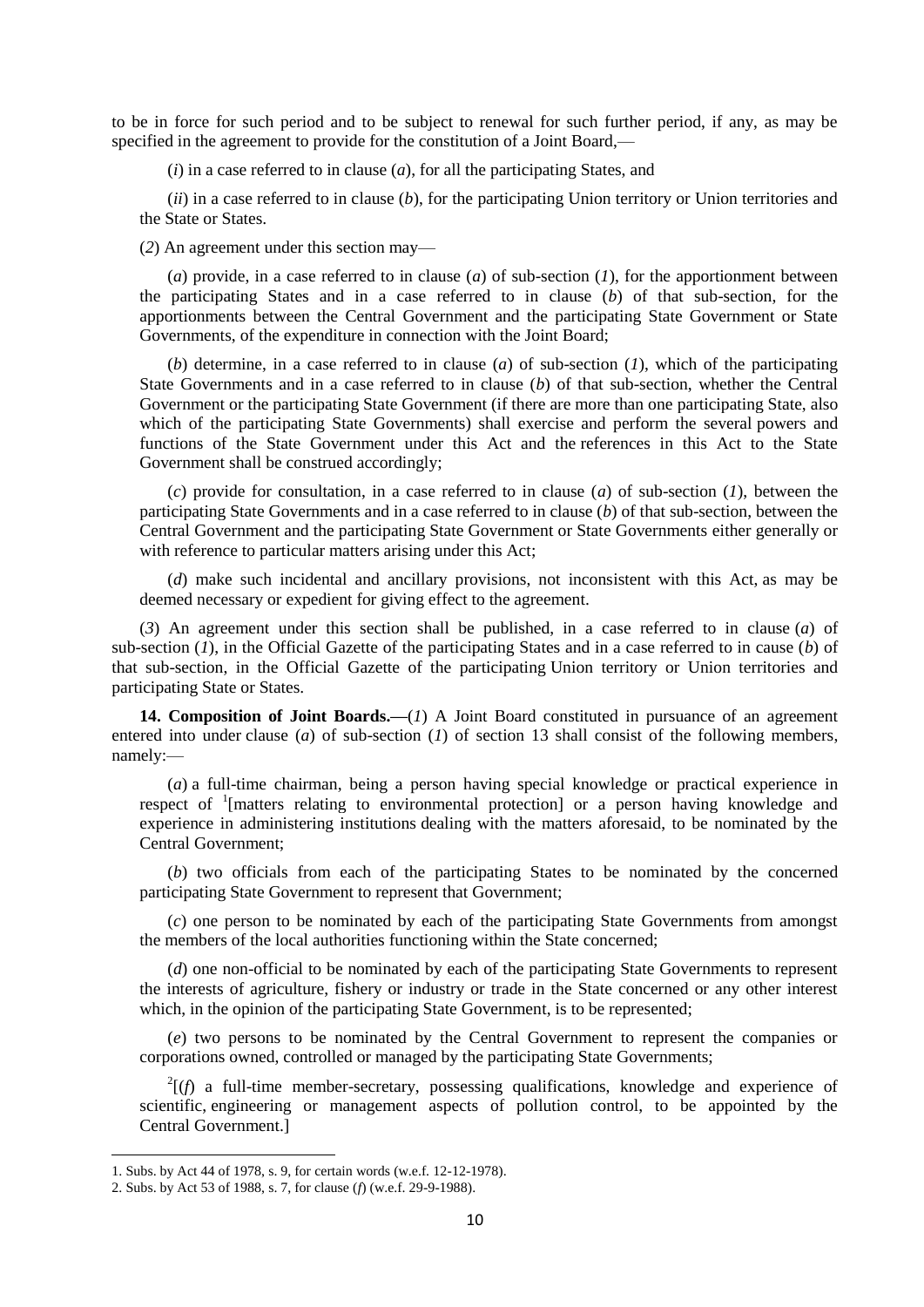to be in force for such period and to be subject to renewal for such further period, if any, as may be specified in the agreement to provide for the constitution of a Joint Board,—

(*i*) in a case referred to in clause (*a*), for all the participating States, and

(*ii*) in a case referred to in clause (*b*), for the participating Union territory or Union territories and the State or States.

(*2*) An agreement under this section may—

(*a*) provide, in a case referred to in clause (*a*) of sub-section (*1*), for the apportionment between the participating States and in a case referred to in clause (*b*) of that sub-section, for the apportionments between the Central Government and the participating State Government or State Governments, of the expenditure in connection with the Joint Board;

(*b*) determine, in a case referred to in clause (*a*) of sub-section (*1*), which of the participating State Governments and in a case referred to in clause (*b*) of that sub-section, whether the Central Government or the participating State Government (if there are more than one participating State, also which of the participating State Governments) shall exercise and perform the several powers and functions of the State Government under this Act and the references in this Act to the State Government shall be construed accordingly;

(*c*) provide for consultation, in a case referred to in clause (*a*) of sub-section (*1*), between the participating State Governments and in a case referred to in clause (*b*) of that sub-section, between the Central Government and the participating State Government or State Governments either generally or with reference to particular matters arising under this Act;

(*d*) make such incidental and ancillary provisions, not inconsistent with this Act, as may be deemed necessary or expedient for giving effect to the agreement.

(*3*) An agreement under this section shall be published, in a case referred to in clause (*a*) of sub-section (*1*), in the Official Gazette of the participating States and in a case referred to in cause (*b*) of that sub-section, in the Official Gazette of the participating Union territory or Union territories and participating State or States.

**14. Composition of Joint Boards.—**(*1*) A Joint Board constituted in pursuance of an agreement entered into under clause (*a*) of sub-section (*1*) of section 13 shall consist of the following members, namely:—

(*a*) a full-time chairman, being a person having special knowledge or practical experience in respect of [1][matters relating to environmental protection] or a person having knowledge and experience in administering institutions dealing with the matters aforesaid, to be nominated by the Central Government;

(*b*) two officials from each of the participating States to be nominated by the concerned participating State Government to represent that Government;

(*c*) one person to be nominated by each of the participating State Governments from amongst the members of the local authorities functioning within the State concerned;

(*d*) one non-official to be nominated by each of the participating State Governments to represent the interests of agriculture, fishery or industry or trade in the State concerned or any other interest which, in the opinion of the participating State Government, is to be represented;

(*e*) two persons to be nominated by the Central Government to represent the companies or corporations owned, controlled or managed by the participating State Governments;

[2][(*f*) a full-time member-secretary, possessing qualifications, knowledge and experience of scientific, engineering or management aspects of pollution control, to be appointed by the Central Government.]

---

1. Subs. by Act 44 of 1978, s. 9, for certain words (w.e.f. 12-12-1978).
2. Subs. by Act 53 of 1988, s. 7, for clause (*f*) (w.e.f. 29-9-1988).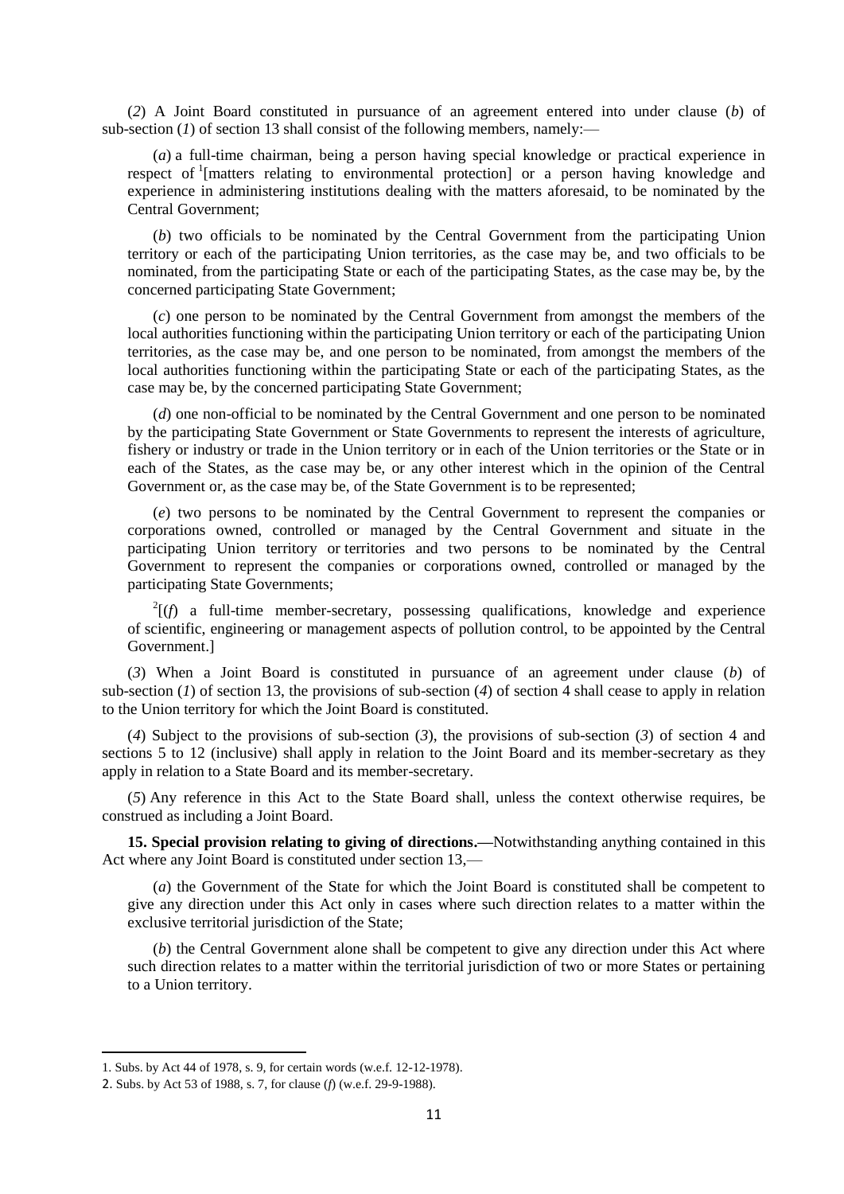(*2*) A Joint Board constituted in pursuance of an agreement entered into under clause (*b*) of sub-section (*1*) of section 13 shall consist of the following members, namely:—

(*a*) a full-time chairman, being a person having special knowledge or practical experience in respect of [1][matters relating to environmental protection] or a person having knowledge and experience in administering institutions dealing with the matters aforesaid, to be nominated by the Central Government;

(*b*) two officials to be nominated by the Central Government from the participating Union territory or each of the participating Union territories, as the case may be, and two officials to be nominated, from the participating State or each of the participating States, as the case may be, by the concerned participating State Government;

(*c*) one person to be nominated by the Central Government from amongst the members of the local authorities functioning within the participating Union territory or each of the participating Union territories, as the case may be, and one person to be nominated, from amongst the members of the local authorities functioning within the participating State or each of the participating States, as the case may be, by the concerned participating State Government;

(*d*) one non-official to be nominated by the Central Government and one person to be nominated by the participating State Government or State Governments to represent the interests of agriculture, fishery or industry or trade in the Union territory or in each of the Union territories or the State or in each of the States, as the case may be, or any other interest which in the opinion of the Central Government or, as the case may be, of the State Government is to be represented;

(*e*) two persons to be nominated by the Central Government to represent the companies or corporations owned, controlled or managed by the Central Government and situate in the participating Union territory or territories and two persons to be nominated by the Central Government to represent the companies or corporations owned, controlled or managed by the participating State Governments;

[2][(*f*) a full-time member-secretary, possessing qualifications, knowledge and experience of scientific, engineering or management aspects of pollution control, to be appointed by the Central Government.]

(*3*) When a Joint Board is constituted in pursuance of an agreement under clause (*b*) of sub-section (*1*) of section 13, the provisions of sub-section (*4*) of section 4 shall cease to apply in relation to the Union territory for which the Joint Board is constituted.

(*4*) Subject to the provisions of sub-section (*3*), the provisions of sub-section (*3*) of section 4 and sections 5 to 12 (inclusive) shall apply in relation to the Joint Board and its member-secretary as they apply in relation to a State Board and its member-secretary.

(*5*) Any reference in this Act to the State Board shall, unless the context otherwise requires, be construed as including a Joint Board.

**15. Special provision relating to giving of directions.—**Notwithstanding anything contained in this Act where any Joint Board is constituted under section 13,—

(*a*) the Government of the State for which the Joint Board is constituted shall be competent to give any direction under this Act only in cases where such direction relates to a matter within the exclusive territorial jurisdiction of the State;

(*b*) the Central Government alone shall be competent to give any direction under this Act where such direction relates to a matter within the territorial jurisdiction of two or more States or pertaining to a Union territory.

---

1. Subs. by Act 44 of 1978, s. 9, for certain words (w.e.f. 12-12-1978).
2. Subs. by Act 53 of 1988, s. 7, for clause (*f*) (w.e.f. 29-9-1988).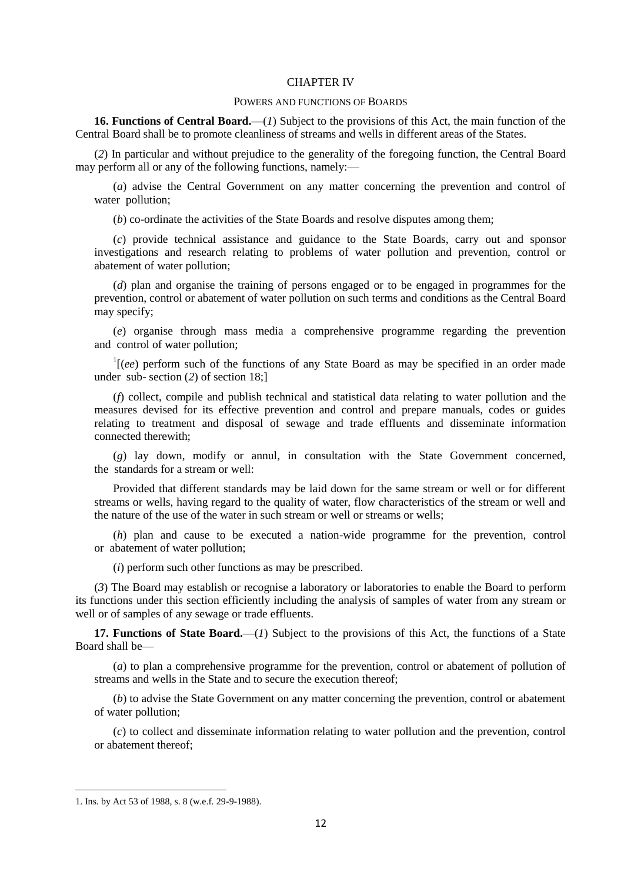## CHAPTER IV

### POWERS AND FUNCTIONS OF BOARDS

**16. Functions of Central Board.—**(*1*) Subject to the provisions of this Act, the main function of the Central Board shall be to promote cleanliness of streams and wells in different areas of the States.

(*2*) In particular and without prejudice to the generality of the foregoing function, the Central Board may perform all or any of the following functions, namely:—

(*a*) advise the Central Government on any matter concerning the prevention and control of water pollution;

(*b*) co-ordinate the activities of the State Boards and resolve disputes among them;

(*c*) provide technical assistance and guidance to the State Boards, carry out and sponsor investigations and research relating to problems of water pollution and prevention, control or abatement of water pollution;

(*d*) plan and organise the training of persons engaged or to be engaged in programmes for the prevention, control or abatement of water pollution on such terms and conditions as the Central Board may specify;

(*e*) organise through mass media a comprehensive programme regarding the prevention and control of water pollution;

[1][(*ee*) perform such of the functions of any State Board as may be specified in an order made under sub- section (*2*) of section 18;]

(*f*) collect, compile and publish technical and statistical data relating to water pollution and the measures devised for its effective prevention and control and prepare manuals, codes or guides relating to treatment and disposal of sewage and trade effluents and disseminate information connected therewith;

(*g*) lay down, modify or annul, in consultation with the State Government concerned, the standards for a stream or well:

Provided that different standards may be laid down for the same stream or well or for different streams or wells, having regard to the quality of water, flow characteristics of the stream or well and the nature of the use of the water in such stream or well or streams or wells;

(*h*) plan and cause to be executed a nation-wide programme for the prevention, control or abatement of water pollution;

(*i*) perform such other functions as may be prescribed.

(*3*) The Board may establish or recognise a laboratory or laboratories to enable the Board to perform its functions under this section efficiently including the analysis of samples of water from any stream or well or of samples of any sewage or trade effluents.

**17. Functions of State Board.**—(*1*) Subject to the provisions of this Act, the functions of a State Board shall be—

(*a*) to plan a comprehensive programme for the prevention, control or abatement of pollution of streams and wells in the State and to secure the execution thereof;

(*b*) to advise the State Government on any matter concerning the prevention, control or abatement of water pollution;

(*c*) to collect and disseminate information relating to water pollution and the prevention, control or abatement thereof;

---

1. Ins. by Act 53 of 1988, s. 8 (w.e.f. 29-9-1988).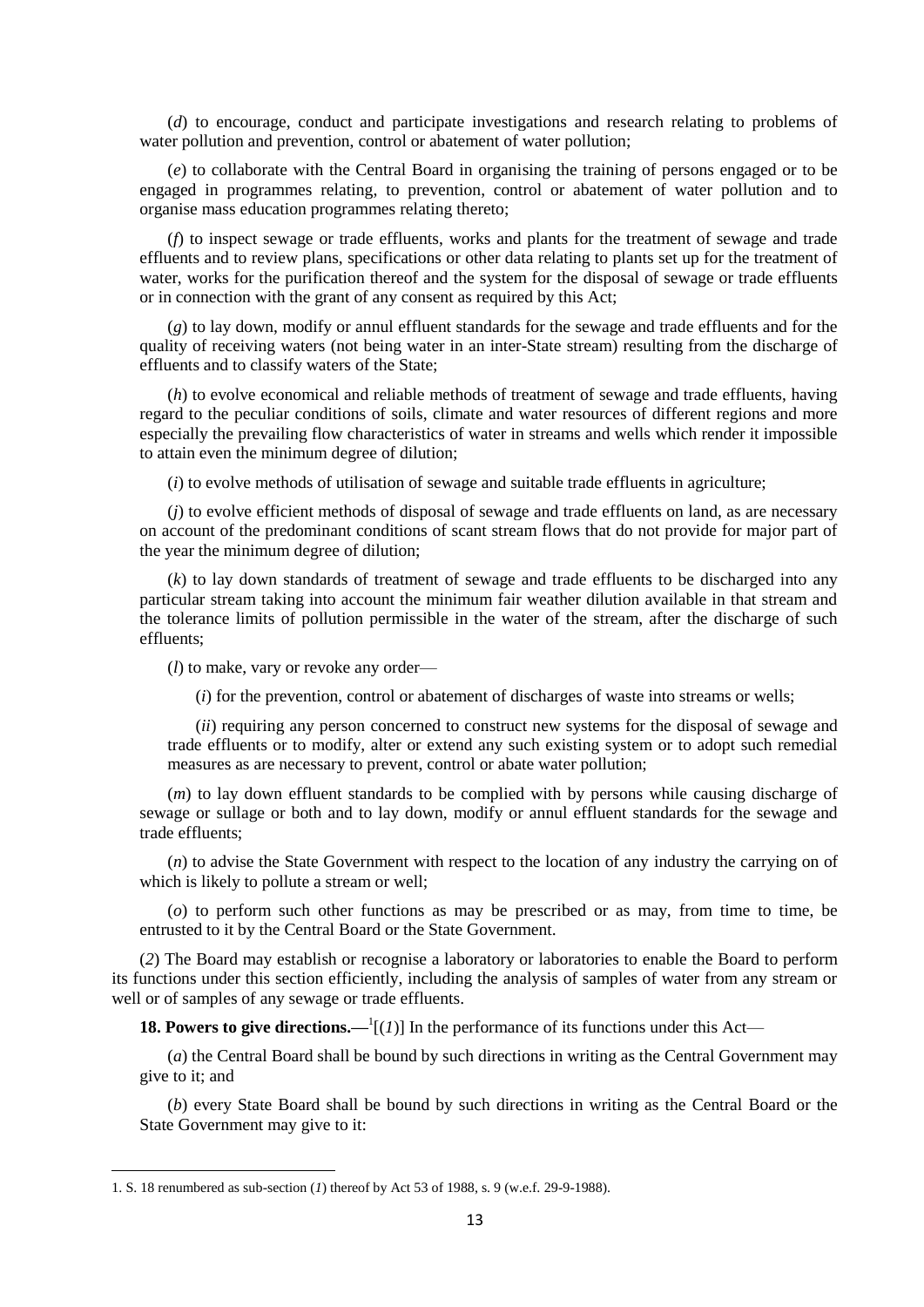(*d*) to encourage, conduct and participate investigations and research relating to problems of water pollution and prevention, control or abatement of water pollution;

(*e*) to collaborate with the Central Board in organising the training of persons engaged or to be engaged in programmes relating, to prevention, control or abatement of water pollution and to organise mass education programmes relating thereto;

(*f*) to inspect sewage or trade effluents, works and plants for the treatment of sewage and trade effluents and to review plans, specifications or other data relating to plants set up for the treatment of water, works for the purification thereof and the system for the disposal of sewage or trade effluents or in connection with the grant of any consent as required by this Act;

(*g*) to lay down, modify or annul effluent standards for the sewage and trade effluents and for the quality of receiving waters (not being water in an inter-State stream) resulting from the discharge of effluents and to classify waters of the State;

(*h*) to evolve economical and reliable methods of treatment of sewage and trade effluents, having regard to the peculiar conditions of soils, climate and water resources of different regions and more especially the prevailing flow characteristics of water in streams and wells which render it impossible to attain even the minimum degree of dilution;

(*i*) to evolve methods of utilisation of sewage and suitable trade effluents in agriculture;

(*j*) to evolve efficient methods of disposal of sewage and trade effluents on land, as are necessary on account of the predominant conditions of scant stream flows that do not provide for major part of the year the minimum degree of dilution;

(*k*) to lay down standards of treatment of sewage and trade effluents to be discharged into any particular stream taking into account the minimum fair weather dilution available in that stream and the tolerance limits of pollution permissible in the water of the stream, after the discharge of such effluents;

(*l*) to make, vary or revoke any order—

(*i*) for the prevention, control or abatement of discharges of waste into streams or wells;

(*ii*) requiring any person concerned to construct new systems for the disposal of sewage and trade effluents or to modify, alter or extend any such existing system or to adopt such remedial measures as are necessary to prevent, control or abate water pollution;

(*m*) to lay down effluent standards to be complied with by persons while causing discharge of sewage or sullage or both and to lay down, modify or annul effluent standards for the sewage and trade effluents;

(*n*) to advise the State Government with respect to the location of any industry the carrying on of which is likely to pollute a stream or well;

(*o*) to perform such other functions as may be prescribed or as may, from time to time, be entrusted to it by the Central Board or the State Government.

(*2*) The Board may establish or recognise a laboratory or laboratories to enable the Board to perform its functions under this section efficiently, including the analysis of samples of water from any stream or well or of samples of any sewage or trade effluents.

**18. Powers to give directions.—**[1][(*1*)] In the performance of its functions under this Act—

(*a*) the Central Board shall be bound by such directions in writing as the Central Government may give to it; and

(*b*) every State Board shall be bound by such directions in writing as the Central Board or the State Government may give to it:

1. S. 18 renumbered as sub-section (*1*) thereof by Act 53 of 1988, s. 9 (w.e.f. 29-9-1988).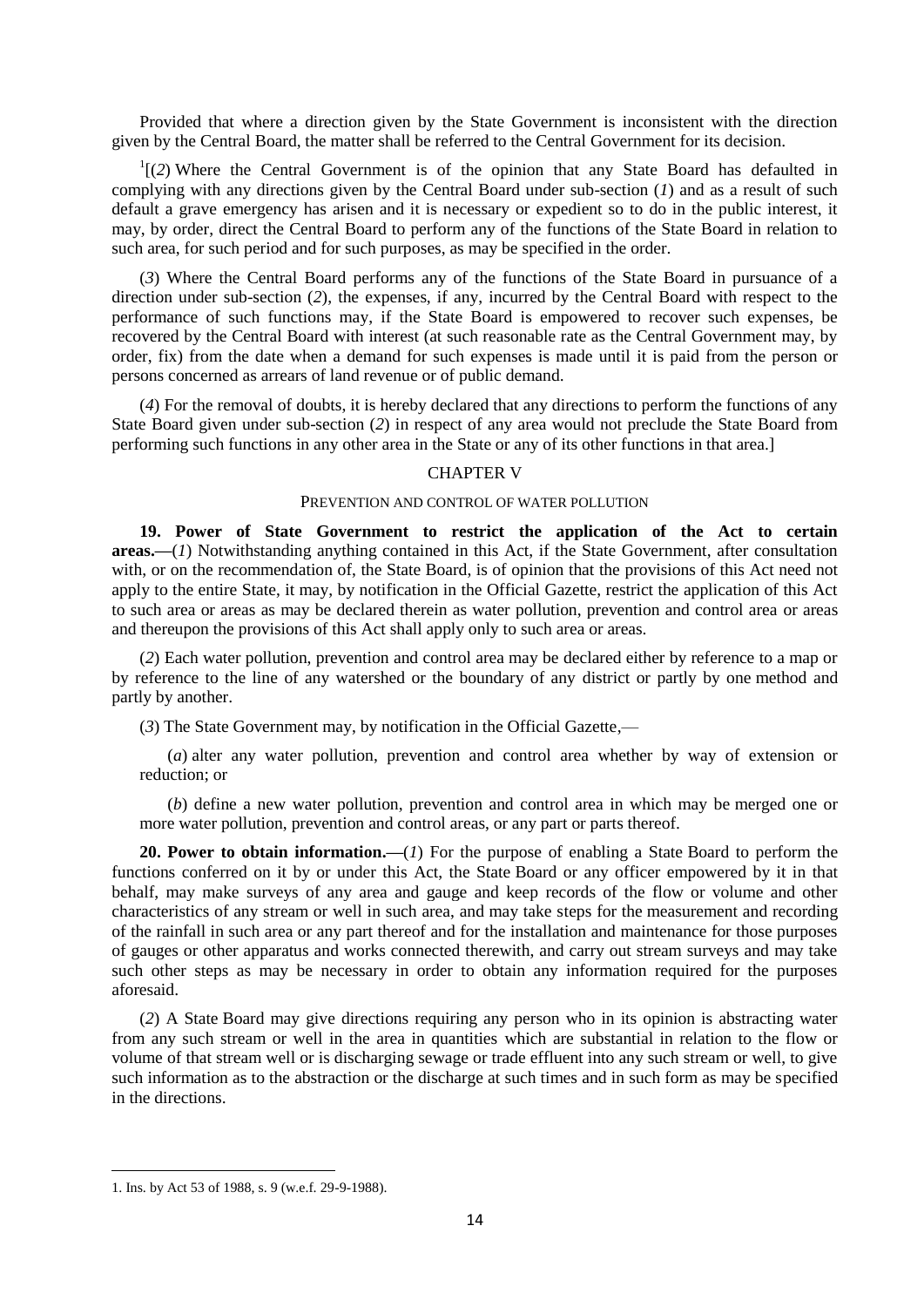Provided that where a direction given by the State Government is inconsistent with the direction given by the Central Board, the matter shall be referred to the Central Government for its decision.

[1][(*2*) Where the Central Government is of the opinion that any State Board has defaulted in complying with any directions given by the Central Board under sub-section (*1*) and as a result of such default a grave emergency has arisen and it is necessary or expedient so to do in the public interest, it may, by order, direct the Central Board to perform any of the functions of the State Board in relation to such area, for such period and for such purposes, as may be specified in the order.

(*3*) Where the Central Board performs any of the functions of the State Board in pursuance of a direction under sub-section (*2*), the expenses, if any, incurred by the Central Board with respect to the performance of such functions may, if the State Board is empowered to recover such expenses, be recovered by the Central Board with interest (at such reasonable rate as the Central Government may, by order, fix) from the date when a demand for such expenses is made until it is paid from the person or persons concerned as arrears of land revenue or of public demand.

(*4*) For the removal of doubts, it is hereby declared that any directions to perform the functions of any State Board given under sub-section (*2*) in respect of any area would not preclude the State Board from performing such functions in any other area in the State or any of its other functions in that area.]

## CHAPTER V

### PREVENTION AND CONTROL OF WATER POLLUTION

**19. Power of State Government to restrict the application of the Act to certain areas.—**(*1*) Notwithstanding anything contained in this Act, if the State Government, after consultation with, or on the recommendation of, the State Board, is of opinion that the provisions of this Act need not apply to the entire State, it may, by notification in the Official Gazette, restrict the application of this Act to such area or areas as may be declared therein as water pollution, prevention and control area or areas and thereupon the provisions of this Act shall apply only to such area or areas.

(*2*) Each water pollution, prevention and control area may be declared either by reference to a map or by reference to the line of any watershed or the boundary of any district or partly by one method and partly by another.

(*3*) The State Government may, by notification in the Official Gazette,—

(*a*) alter any water pollution, prevention and control area whether by way of extension or reduction; or

(*b*) define a new water pollution, prevention and control area in which may be merged one or more water pollution, prevention and control areas, or any part or parts thereof.

**20. Power to obtain information.—**(*1*) For the purpose of enabling a State Board to perform the functions conferred on it by or under this Act, the State Board or any officer empowered by it in that behalf, may make surveys of any area and gauge and keep records of the flow or volume and other characteristics of any stream or well in such area, and may take steps for the measurement and recording of the rainfall in such area or any part thereof and for the installation and maintenance for those purposes of gauges or other apparatus and works connected therewith, and carry out stream surveys and may take such other steps as may be necessary in order to obtain any information required for the purposes aforesaid.

(*2*) A State Board may give directions requiring any person who in its opinion is abstracting water from any such stream or well in the area in quantities which are substantial in relation to the flow or volume of that stream well or is discharging sewage or trade effluent into any such stream or well, to give such information as to the abstraction or the discharge at such times and in such form as may be specified in the directions.

---

1. Ins. by Act 53 of 1988, s. 9 (w.e.f. 29-9-1988).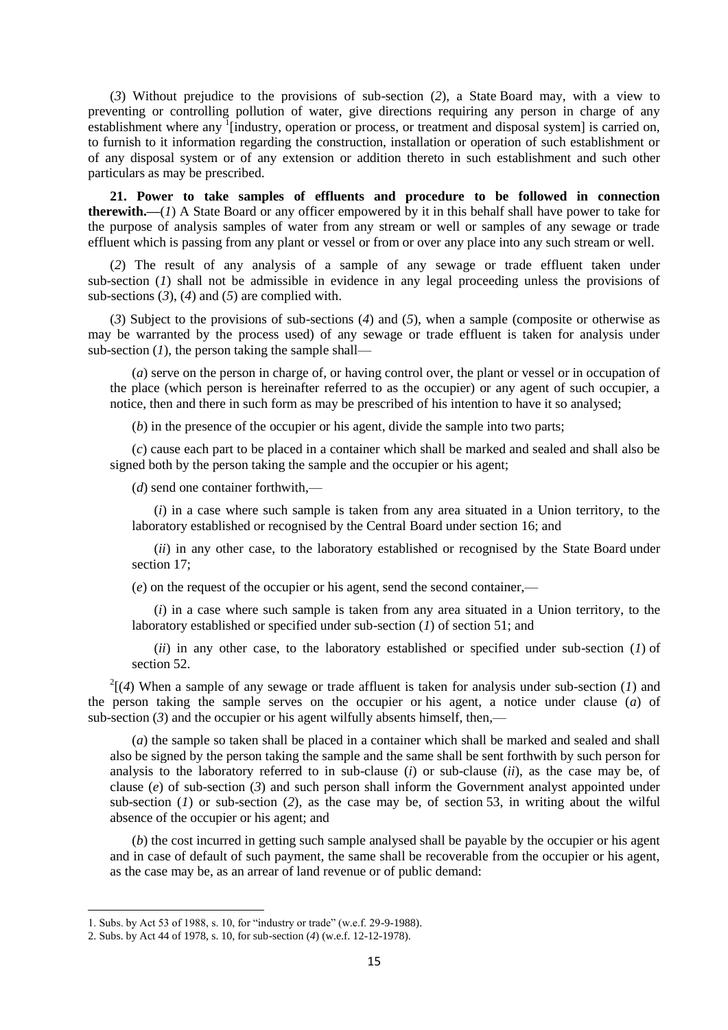(*3*) Without prejudice to the provisions of sub-section (*2*), a State Board may, with a view to preventing or controlling pollution of water, give directions requiring any person in charge of any establishment where any [1][industry, operation or process, or treatment and disposal system] is carried on, to furnish to it information regarding the construction, installation or operation of such establishment or of any disposal system or of any extension or addition thereto in such establishment and such other particulars as may be prescribed.

**21. Power to take samples of effluents and procedure to be followed in connection therewith.—**(*1*) A State Board or any officer empowered by it in this behalf shall have power to take for the purpose of analysis samples of water from any stream or well or samples of any sewage or trade effluent which is passing from any plant or vessel or from or over any place into any such stream or well.

(*2*) The result of any analysis of a sample of any sewage or trade effluent taken under sub-section (*1*) shall not be admissible in evidence in any legal proceeding unless the provisions of sub-sections (*3*), (*4*) and (*5*) are complied with.

(*3*) Subject to the provisions of sub-sections (*4*) and (*5*), when a sample (composite or otherwise as may be warranted by the process used) of any sewage or trade effluent is taken for analysis under sub-section (*1*), the person taking the sample shall—

(*a*) serve on the person in charge of, or having control over, the plant or vessel or in occupation of the place (which person is hereinafter referred to as the occupier) or any agent of such occupier, a notice, then and there in such form as may be prescribed of his intention to have it so analysed;

(*b*) in the presence of the occupier or his agent, divide the sample into two parts;

(*c*) cause each part to be placed in a container which shall be marked and sealed and shall also be signed both by the person taking the sample and the occupier or his agent;

(*d*) send one container forthwith,—

(*i*) in a case where such sample is taken from any area situated in a Union territory, to the laboratory established or recognised by the Central Board under section 16; and

(*ii*) in any other case, to the laboratory established or recognised by the State Board under section 17;

(*e*) on the request of the occupier or his agent, send the second container,—

(*i*) in a case where such sample is taken from any area situated in a Union territory, to the laboratory established or specified under sub-section (*1*) of section 51; and

(*ii*) in any other case, to the laboratory established or specified under sub-section (*1*) of section 52.

[2][(*4*) When a sample of any sewage or trade affluent is taken for analysis under sub-section (*1*) and the person taking the sample serves on the occupier or his agent, a notice under clause (*a*) of sub-section (*3*) and the occupier or his agent wilfully absents himself, then,—

(*a*) the sample so taken shall be placed in a container which shall be marked and sealed and shall also be signed by the person taking the sample and the same shall be sent forthwith by such person for analysis to the laboratory referred to in sub-clause (*i*) or sub-clause (*ii*), as the case may be, of clause (*e*) of sub-section (*3*) and such person shall inform the Government analyst appointed under sub-section (*1*) or sub-section (*2*), as the case may be, of section 53, in writing about the wilful absence of the occupier or his agent; and

(*b*) the cost incurred in getting such sample analysed shall be payable by the occupier or his agent and in case of default of such payment, the same shall be recoverable from the occupier or his agent, as the case may be, as an arrear of land revenue or of public demand:

---

1. Subs. by Act 53 of 1988, s. 10, for "industry or trade" (w.e.f. 29-9-1988).
2. Subs. by Act 44 of 1978, s. 10, for sub-section (*4*) (w.e.f. 12-12-1978).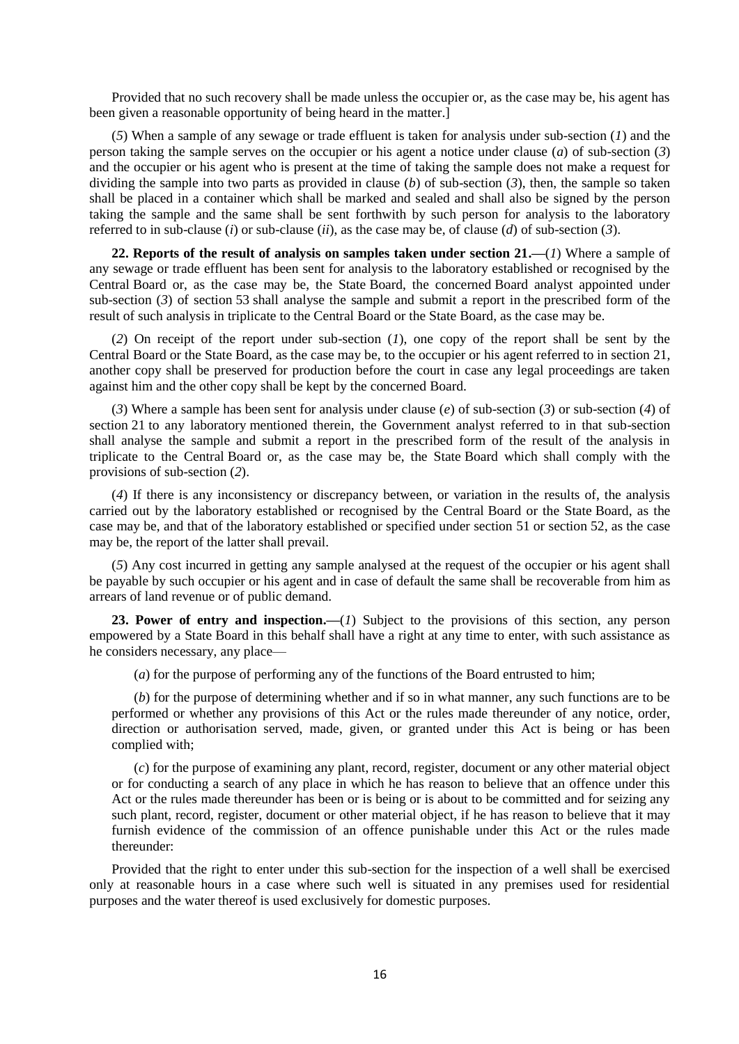Provided that no such recovery shall be made unless the occupier or, as the case may be, his agent has been given a reasonable opportunity of being heard in the matter.]

(*5*) When a sample of any sewage or trade effluent is taken for analysis under sub-section (*1*) and the person taking the sample serves on the occupier or his agent a notice under clause (*a*) of sub-section (*3*) and the occupier or his agent who is present at the time of taking the sample does not make a request for dividing the sample into two parts as provided in clause (*b*) of sub-section (*3*), then, the sample so taken shall be placed in a container which shall be marked and sealed and shall also be signed by the person taking the sample and the same shall be sent forthwith by such person for analysis to the laboratory referred to in sub-clause (*i*) or sub-clause (*ii*), as the case may be, of clause (*d*) of sub-section (*3*).

**22. Reports of the result of analysis on samples taken under section 21.—**(*1*) Where a sample of any sewage or trade effluent has been sent for analysis to the laboratory established or recognised by the Central Board or, as the case may be, the State Board, the concerned Board analyst appointed under sub-section (*3*) of section 53 shall analyse the sample and submit a report in the prescribed form of the result of such analysis in triplicate to the Central Board or the State Board, as the case may be.

(*2*) On receipt of the report under sub-section (*1*), one copy of the report shall be sent by the Central Board or the State Board, as the case may be, to the occupier or his agent referred to in section 21, another copy shall be preserved for production before the court in case any legal proceedings are taken against him and the other copy shall be kept by the concerned Board.

(*3*) Where a sample has been sent for analysis under clause (*e*) of sub-section (*3*) or sub-section (*4*) of section 21 to any laboratory mentioned therein, the Government analyst referred to in that sub-section shall analyse the sample and submit a report in the prescribed form of the result of the analysis in triplicate to the Central Board or, as the case may be, the State Board which shall comply with the provisions of sub-section (*2*).

(*4*) If there is any inconsistency or discrepancy between, or variation in the results of, the analysis carried out by the laboratory established or recognised by the Central Board or the State Board, as the case may be, and that of the laboratory established or specified under section 51 or section 52, as the case may be, the report of the latter shall prevail.

(*5*) Any cost incurred in getting any sample analysed at the request of the occupier or his agent shall be payable by such occupier or his agent and in case of default the same shall be recoverable from him as arrears of land revenue or of public demand.

**23. Power of entry and inspection.—**(*1*) Subject to the provisions of this section, any person empowered by a State Board in this behalf shall have a right at any time to enter, with such assistance as he considers necessary, any place—

(*a*) for the purpose of performing any of the functions of the Board entrusted to him;

(*b*) for the purpose of determining whether and if so in what manner, any such functions are to be performed or whether any provisions of this Act or the rules made thereunder of any notice, order, direction or authorisation served, made, given, or granted under this Act is being or has been complied with;

(*c*) for the purpose of examining any plant, record, register, document or any other material object or for conducting a search of any place in which he has reason to believe that an offence under this Act or the rules made thereunder has been or is being or is about to be committed and for seizing any such plant, record, register, document or other material object, if he has reason to believe that it may furnish evidence of the commission of an offence punishable under this Act or the rules made thereunder:

Provided that the right to enter under this sub-section for the inspection of a well shall be exercised only at reasonable hours in a case where such well is situated in any premises used for residential purposes and the water thereof is used exclusively for domestic purposes.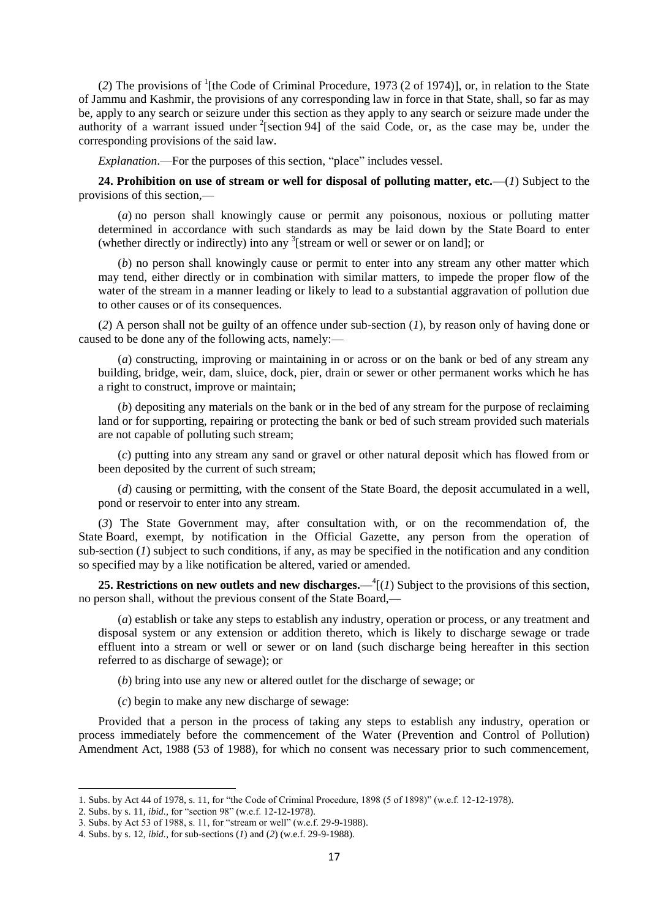(*2*) The provisions of [1][the Code of Criminal Procedure, 1973 (2 of 1974)], or, in relation to the State of Jammu and Kashmir, the provisions of any corresponding law in force in that State, shall, so far as may be, apply to any search or seizure under this section as they apply to any search or seizure made under the authority of a warrant issued under [2][section 94] of the said Code, or, as the case may be, under the corresponding provisions of the said law.

*Explanation*.—For the purposes of this section, "place" includes vessel.

**24. Prohibition on use of stream or well for disposal of polluting matter, etc.—**(*1*) Subject to the provisions of this section,—

(*a*) no person shall knowingly cause or permit any poisonous, noxious or polluting matter determined in accordance with such standards as may be laid down by the State Board to enter (whether directly or indirectly) into any [3][stream or well or sewer or on land]; or

(*b*) no person shall knowingly cause or permit to enter into any stream any other matter which may tend, either directly or in combination with similar matters, to impede the proper flow of the water of the stream in a manner leading or likely to lead to a substantial aggravation of pollution due to other causes or of its consequences.

(*2*) A person shall not be guilty of an offence under sub-section (*1*), by reason only of having done or caused to be done any of the following acts, namely:—

(*a*) constructing, improving or maintaining in or across or on the bank or bed of any stream any building, bridge, weir, dam, sluice, dock, pier, drain or sewer or other permanent works which he has a right to construct, improve or maintain;

(*b*) depositing any materials on the bank or in the bed of any stream for the purpose of reclaiming land or for supporting, repairing or protecting the bank or bed of such stream provided such materials are not capable of polluting such stream;

(*c*) putting into any stream any sand or gravel or other natural deposit which has flowed from or been deposited by the current of such stream;

(*d*) causing or permitting, with the consent of the State Board, the deposit accumulated in a well, pond or reservoir to enter into any stream.

(*3*) The State Government may, after consultation with, or on the recommendation of, the State Board, exempt, by notification in the Official Gazette, any person from the operation of sub-section (*1*) subject to such conditions, if any, as may be specified in the notification and any condition so specified may by a like notification be altered, varied or amended.

**25. Restrictions on new outlets and new discharges.—**[4][(*1*) Subject to the provisions of this section, no person shall, without the previous consent of the State Board,—

(*a*) establish or take any steps to establish any industry, operation or process, or any treatment and disposal system or any extension or addition thereto, which is likely to discharge sewage or trade effluent into a stream or well or sewer or on land (such discharge being hereafter in this section referred to as discharge of sewage); or

(*b*) bring into use any new or altered outlet for the discharge of sewage; or

(*c*) begin to make any new discharge of sewage:

Provided that a person in the process of taking any steps to establish any industry, operation or process immediately before the commencement of the Water (Prevention and Control of Pollution) Amendment Act, 1988 (53 of 1988), for which no consent was necessary prior to such commencement,

---

1. Subs. by Act 44 of 1978, s. 11, for "the Code of Criminal Procedure, 1898 (5 of 1898)" (w.e.f. 12-12-1978).
2. Subs. by s. 11, *ibid*., for "section 98" (w.e.f. 12-12-1978).
3. Subs. by Act 53 of 1988, s. 11, for "stream or well" (w.e.f. 29-9-1988).
4. Subs. by s. 12, *ibid*., for sub-sections (*1*) and (*2*) (w.e.f. 29-9-1988).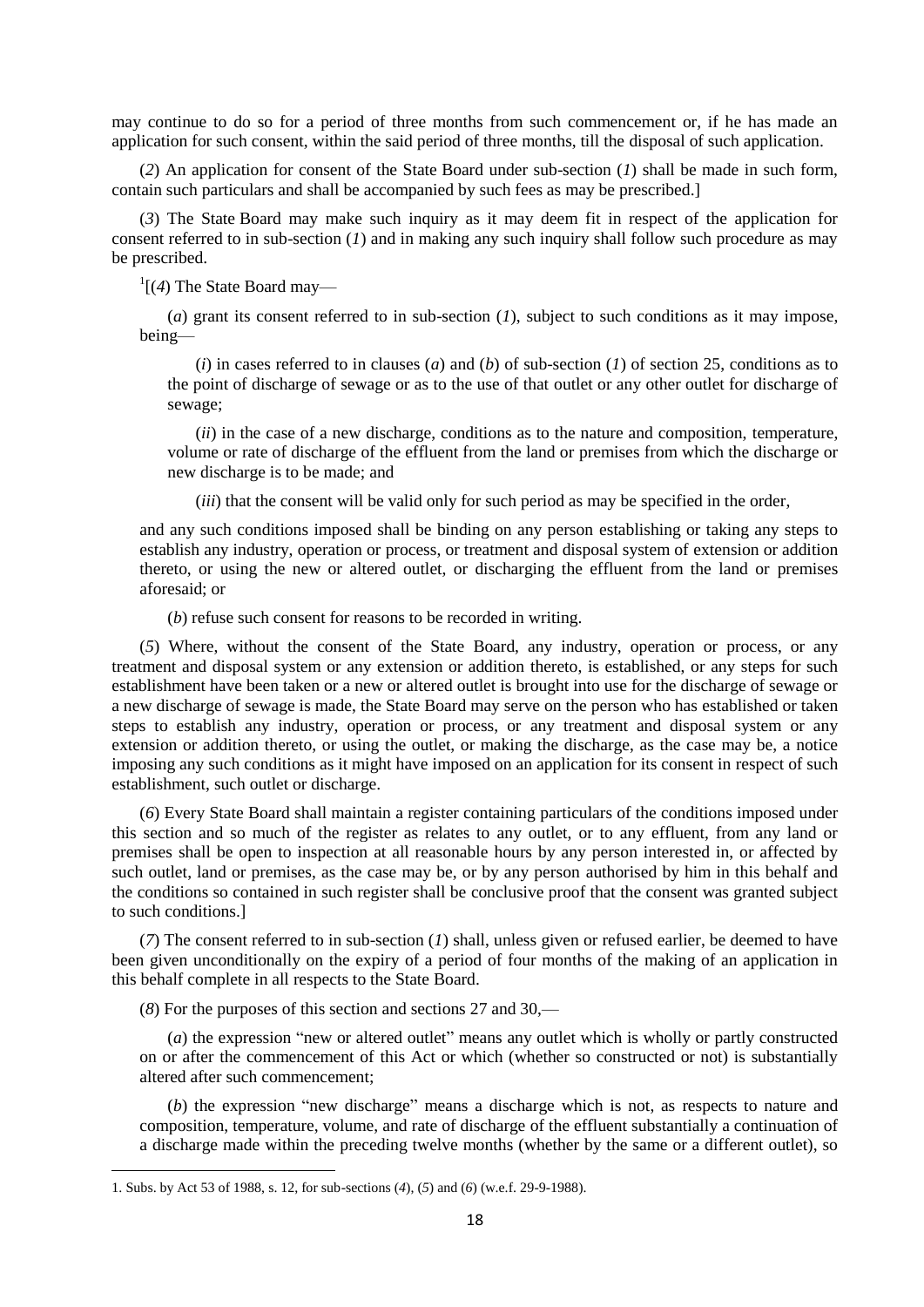may continue to do so for a period of three months from such commencement or, if he has made an application for such consent, within the said period of three months, till the disposal of such application.

(*2*) An application for consent of the State Board under sub-section (*1*) shall be made in such form, contain such particulars and shall be accompanied by such fees as may be prescribed.]

(*3*) The State Board may make such inquiry as it may deem fit in respect of the application for consent referred to in sub-section (*1*) and in making any such inquiry shall follow such procedure as may be prescribed.

[1][(*4*) The State Board may—

(*a*) grant its consent referred to in sub-section (*1*), subject to such conditions as it may impose, being—

(*i*) in cases referred to in clauses (*a*) and (*b*) of sub-section (*1*) of section 25, conditions as to the point of discharge of sewage or as to the use of that outlet or any other outlet for discharge of sewage;

(*ii*) in the case of a new discharge, conditions as to the nature and composition, temperature, volume or rate of discharge of the effluent from the land or premises from which the discharge or new discharge is to be made; and

(*iii*) that the consent will be valid only for such period as may be specified in the order,

and any such conditions imposed shall be binding on any person establishing or taking any steps to establish any industry, operation or process, or treatment and disposal system of extension or addition thereto, or using the new or altered outlet, or discharging the effluent from the land or premises aforesaid; or

(*b*) refuse such consent for reasons to be recorded in writing.

(*5*) Where, without the consent of the State Board, any industry, operation or process, or any treatment and disposal system or any extension or addition thereto, is established, or any steps for such establishment have been taken or a new or altered outlet is brought into use for the discharge of sewage or a new discharge of sewage is made, the State Board may serve on the person who has established or taken steps to establish any industry, operation or process, or any treatment and disposal system or any extension or addition thereto, or using the outlet, or making the discharge, as the case may be, a notice imposing any such conditions as it might have imposed on an application for its consent in respect of such establishment, such outlet or discharge.

(*6*) Every State Board shall maintain a register containing particulars of the conditions imposed under this section and so much of the register as relates to any outlet, or to any effluent, from any land or premises shall be open to inspection at all reasonable hours by any person interested in, or affected by such outlet, land or premises, as the case may be, or by any person authorised by him in this behalf and the conditions so contained in such register shall be conclusive proof that the consent was granted subject to such conditions.]

(*7*) The consent referred to in sub-section (*1*) shall, unless given or refused earlier, be deemed to have been given unconditionally on the expiry of a period of four months of the making of an application in this behalf complete in all respects to the State Board.

(*8*) For the purposes of this section and sections 27 and 30,—

(*a*) the expression "new or altered outlet" means any outlet which is wholly or partly constructed on or after the commencement of this Act or which (whether so constructed or not) is substantially altered after such commencement;

(*b*) the expression "new discharge" means a discharge which is not, as respects to nature and composition, temperature, volume, and rate of discharge of the effluent substantially a continuation of a discharge made within the preceding twelve months (whether by the same or a different outlet), so

---

1. Subs. by Act 53 of 1988, s. 12, for sub-sections (*4*), (*5*) and (*6*) (w.e.f. 29-9-1988).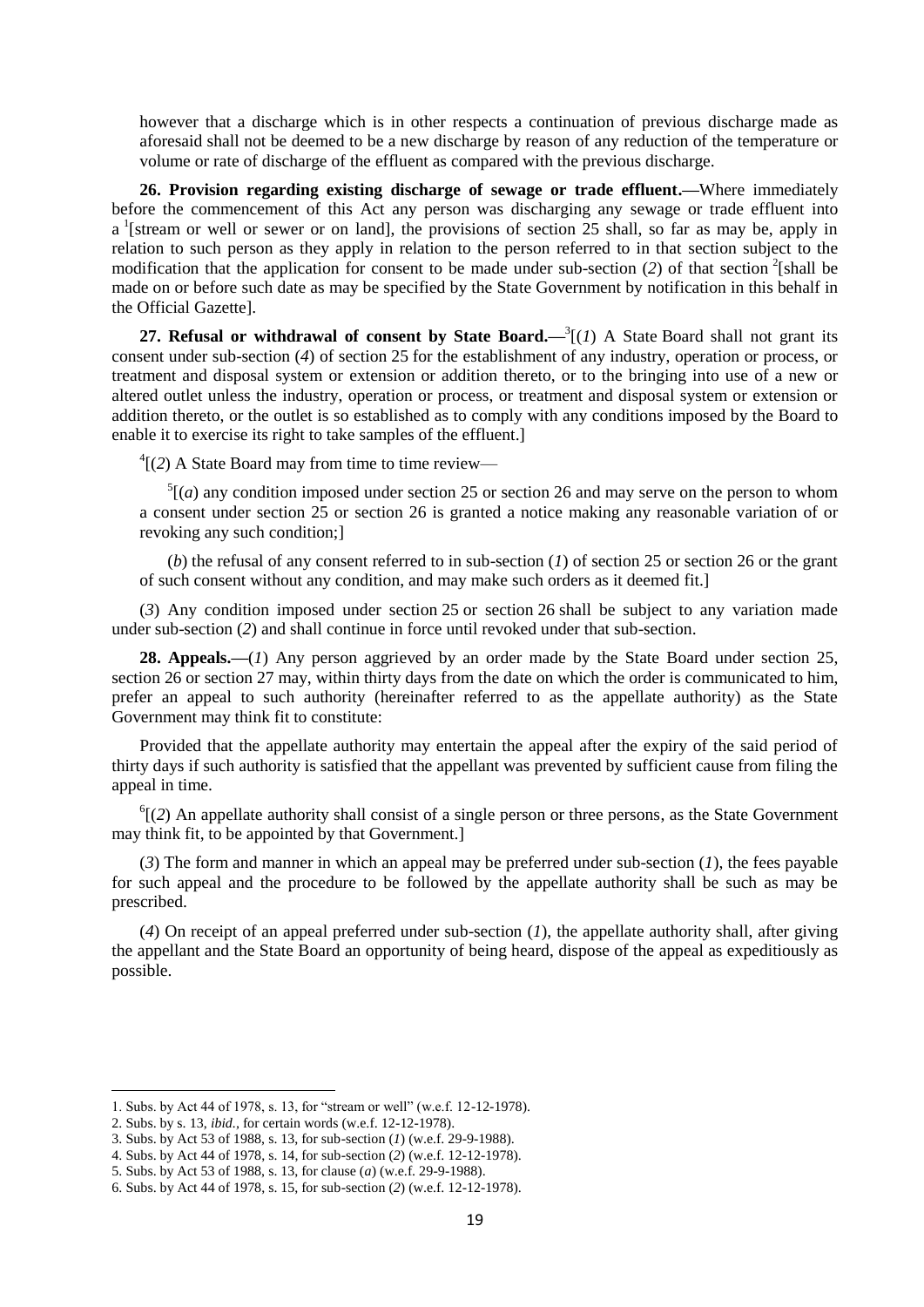however that a discharge which is in other respects a continuation of previous discharge made as aforesaid shall not be deemed to be a new discharge by reason of any reduction of the temperature or volume or rate of discharge of the effluent as compared with the previous discharge.

**26. Provision regarding existing discharge of sewage or trade effluent.**—Where immediately before the commencement of this Act any person was discharging any sewage or trade effluent into a [1][stream or well or sewer or on land], the provisions of section 25 shall, so far as may be, apply in relation to such person as they apply in relation to the person referred to in that section subject to the modification that the application for consent to be made under sub-section (*2*) of that section [2][shall be made on or before such date as may be specified by the State Government by notification in this behalf in the Official Gazette].

**27. Refusal or withdrawal of consent by State Board.**—[3][(*1*) A State Board shall not grant its consent under sub-section (*4*) of section 25 for the establishment of any industry, operation or process, or treatment and disposal system or extension or addition thereto, or to the bringing into use of a new or altered outlet unless the industry, operation or process, or treatment and disposal system or extension or addition thereto, or the outlet is so established as to comply with any conditions imposed by the Board to enable it to exercise its right to take samples of the effluent.]

[4][(*2*) A State Board may from time to time review—

[5][(*a*) any condition imposed under section 25 or section 26 and may serve on the person to whom a consent under section 25 or section 26 is granted a notice making any reasonable variation of or revoking any such condition;]

(*b*) the refusal of any consent referred to in sub-section (*1*) of section 25 or section 26 or the grant of such consent without any condition, and may make such orders as it deemed fit.]

(*3*) Any condition imposed under section 25 or section 26 shall be subject to any variation made under sub-section (*2*) and shall continue in force until revoked under that sub-section.

**28. Appeals.**—(*1*) Any person aggrieved by an order made by the State Board under section 25, section 26 or section 27 may, within thirty days from the date on which the order is communicated to him, prefer an appeal to such authority (hereinafter referred to as the appellate authority) as the State Government may think fit to constitute:

Provided that the appellate authority may entertain the appeal after the expiry of the said period of thirty days if such authority is satisfied that the appellant was prevented by sufficient cause from filing the appeal in time.

[6][(*2*) An appellate authority shall consist of a single person or three persons, as the State Government may think fit, to be appointed by that Government.]

(*3*) The form and manner in which an appeal may be preferred under sub-section (*1*), the fees payable for such appeal and the procedure to be followed by the appellate authority shall be such as may be prescribed.

(*4*) On receipt of an appeal preferred under sub-section (*1*), the appellate authority shall, after giving the appellant and the State Board an opportunity of being heard, dispose of the appeal as expeditiously as possible.

---

1. Subs. by Act 44 of 1978, s. 13, for "stream or well" (w.e.f. 12-12-1978).
2. Subs. by s. 13, *ibid.*, for certain words (w.e.f. 12-12-1978).
3. Subs. by Act 53 of 1988, s. 13, for sub-section (*1*) (w.e.f. 29-9-1988).
4. Subs. by Act 44 of 1978, s. 14, for sub-section (*2*) (w.e.f. 12-12-1978).
5. Subs. by Act 53 of 1988, s. 13, for clause (*a*) (w.e.f. 29-9-1988).
6. Subs. by Act 44 of 1978, s. 15, for sub-section (*2*) (w.e.f. 12-12-1978).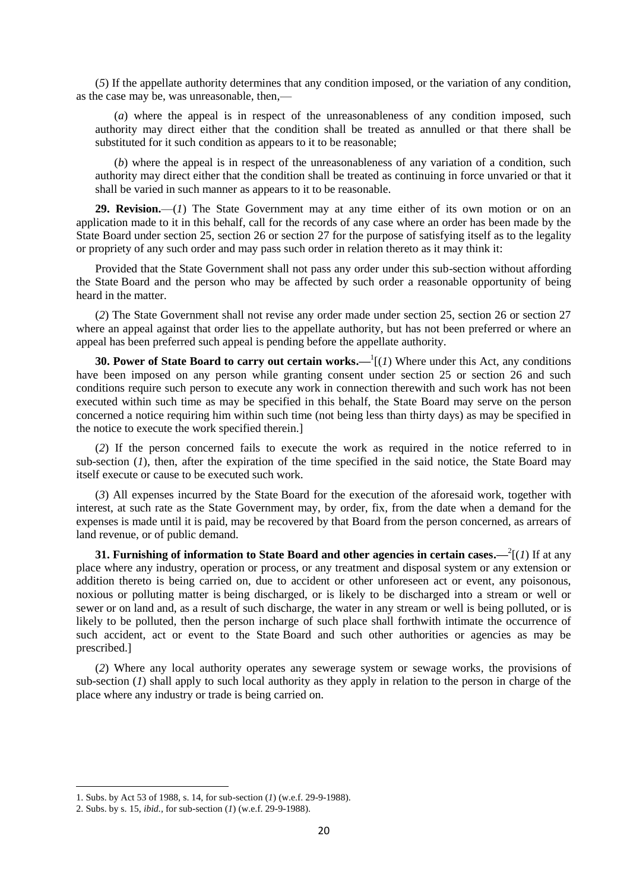(*5*) If the appellate authority determines that any condition imposed, or the variation of any condition, as the case may be, was unreasonable, then,—

(*a*) where the appeal is in respect of the unreasonableness of any condition imposed, such authority may direct either that the condition shall be treated as annulled or that there shall be substituted for it such condition as appears to it to be reasonable;

(*b*) where the appeal is in respect of the unreasonableness of any variation of a condition, such authority may direct either that the condition shall be treated as continuing in force unvaried or that it shall be varied in such manner as appears to it to be reasonable.

**29. Revision.**—(*1*) The State Government may at any time either of its own motion or on an application made to it in this behalf, call for the records of any case where an order has been made by the State Board under section 25, section 26 or section 27 for the purpose of satisfying itself as to the legality or propriety of any such order and may pass such order in relation thereto as it may think it:

Provided that the State Government shall not pass any order under this sub-section without affording the State Board and the person who may be affected by such order a reasonable opportunity of being heard in the matter.

(*2*) The State Government shall not revise any order made under section 25, section 26 or section 27 where an appeal against that order lies to the appellate authority, but has not been preferred or where an appeal has been preferred such appeal is pending before the appellate authority.

**30. Power of State Board to carry out certain works.**—[1][(*1*) Where under this Act, any conditions have been imposed on any person while granting consent under section 25 or section 26 and such conditions require such person to execute any work in connection therewith and such work has not been executed within such time as may be specified in this behalf, the State Board may serve on the person concerned a notice requiring him within such time (not being less than thirty days) as may be specified in the notice to execute the work specified therein.]

(*2*) If the person concerned fails to execute the work as required in the notice referred to in sub-section (*1*), then, after the expiration of the time specified in the said notice, the State Board may itself execute or cause to be executed such work.

(*3*) All expenses incurred by the State Board for the execution of the aforesaid work, together with interest, at such rate as the State Government may, by order, fix, from the date when a demand for the expenses is made until it is paid, may be recovered by that Board from the person concerned, as arrears of land revenue, or of public demand.

**31. Furnishing of information to State Board and other agencies in certain cases.**—[2][(*1*) If at any place where any industry, operation or process, or any treatment and disposal system or any extension or addition thereto is being carried on, due to accident or other unforeseen act or event, any poisonous, noxious or polluting matter is being discharged, or is likely to be discharged into a stream or well or sewer or on land and, as a result of such discharge, the water in any stream or well is being polluted, or is likely to be polluted, then the person incharge of such place shall forthwith intimate the occurrence of such accident, act or event to the State Board and such other authorities or agencies as may be prescribed.]

(*2*) Where any local authority operates any sewerage system or sewage works, the provisions of sub-section (*1*) shall apply to such local authority as they apply in relation to the person in charge of the place where any industry or trade is being carried on.

---

1. Subs. by Act 53 of 1988, s. 14, for sub-section (*1*) (w.e.f. 29-9-1988).
2. Subs. by s. 15, *ibid.*, for sub-section (*1*) (w.e.f. 29-9-1988).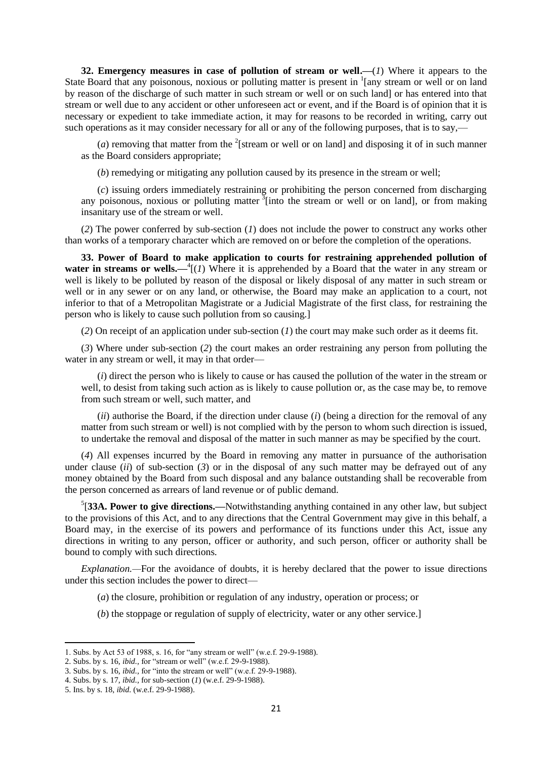**32. Emergency measures in case of pollution of stream or well.—**(*1*) Where it appears to the State Board that any poisonous, noxious or polluting matter is present in [1][any stream or well or on land by reason of the discharge of such matter in such stream or well or on such land] or has entered into that stream or well due to any accident or other unforeseen act or event, and if the Board is of opinion that it is necessary or expedient to take immediate action, it may for reasons to be recorded in writing, carry out such operations as it may consider necessary for all or any of the following purposes, that is to say,—

(*a*) removing that matter from the [2][stream or well or on land] and disposing it of in such manner as the Board considers appropriate;

(*b*) remedying or mitigating any pollution caused by its presence in the stream or well;

(*c*) issuing orders immediately restraining or prohibiting the person concerned from discharging any poisonous, noxious or polluting matter [3][into the stream or well or on land], or from making insanitary use of the stream or well.

(*2*) The power conferred by sub-section (*1*) does not include the power to construct any works other than works of a temporary character which are removed on or before the completion of the operations.

**33. Power of Board to make application to courts for restraining apprehended pollution of water in streams or wells.—**[4][(*1*) Where it is apprehended by a Board that the water in any stream or well is likely to be polluted by reason of the disposal or likely disposal of any matter in such stream or well or in any sewer or on any land, or otherwise, the Board may make an application to a court, not inferior to that of a Metropolitan Magistrate or a Judicial Magistrate of the first class, for restraining the person who is likely to cause such pollution from so causing.]

(*2*) On receipt of an application under sub-section (*1*) the court may make such order as it deems fit.

(*3*) Where under sub-section (*2*) the court makes an order restraining any person from polluting the water in any stream or well, it may in that order—

(*i*) direct the person who is likely to cause or has caused the pollution of the water in the stream or well, to desist from taking such action as is likely to cause pollution or, as the case may be, to remove from such stream or well, such matter, and

(*ii*) authorise the Board, if the direction under clause (*i*) (being a direction for the removal of any matter from such stream or well) is not complied with by the person to whom such direction is issued, to undertake the removal and disposal of the matter in such manner as may be specified by the court.

(*4*) All expenses incurred by the Board in removing any matter in pursuance of the authorisation under clause (*ii*) of sub-section (*3*) or in the disposal of any such matter may be defrayed out of any money obtained by the Board from such disposal and any balance outstanding shall be recoverable from the person concerned as arrears of land revenue or of public demand.

[5][**33A. Power to give directions.—**Notwithstanding anything contained in any other law, but subject to the provisions of this Act, and to any directions that the Central Government may give in this behalf, a Board may, in the exercise of its powers and performance of its functions under this Act, issue any directions in writing to any person, officer or authority, and such person, officer or authority shall be bound to comply with such directions.

*Explanation.*—For the avoidance of doubts, it is hereby declared that the power to issue directions under this section includes the power to direct—

(*a*) the closure, prohibition or regulation of any industry, operation or process; or

(*b*) the stoppage or regulation of supply of electricity, water or any other service.]

---

1. Subs. by Act 53 of 1988, s. 16, for "any stream or well" (w.e.f. 29-9-1988).
2. Subs. by s. 16, *ibid.*, for "stream or well" (w.e.f. 29-9-1988).
3. Subs. by s. 16, *ibid.*, for "into the stream or well" (w.e.f. 29-9-1988).
4. Subs. by s. 17, *ibid.*, for sub-section (*1*) (w.e.f. 29-9-1988).
5. Ins. by s. 18, *ibid.* (w.e.f. 29-9-1988).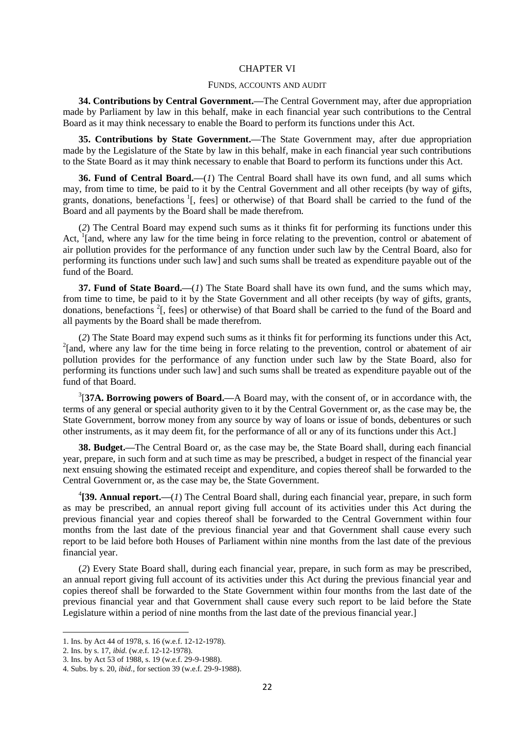## CHAPTER VI

### FUNDS, ACCOUNTS AND AUDIT

**34. Contributions by Central Government.—**The Central Government may, after due appropriation made by Parliament by law in this behalf, make in each financial year such contributions to the Central Board as it may think necessary to enable the Board to perform its functions under this Act.

**35. Contributions by State Government.—**The State Government may, after due appropriation made by the Legislature of the State by law in this behalf, make in each financial year such contributions to the State Board as it may think necessary to enable that Board to perform its functions under this Act.

**36. Fund of Central Board.—**(*1*) The Central Board shall have its own fund, and all sums which may, from time to time, be paid to it by the Central Government and all other receipts (by way of gifts, grants, donations, benefactions [1][, fees] or otherwise) of that Board shall be carried to the fund of the Board and all payments by the Board shall be made therefrom.

(*2*) The Central Board may expend such sums as it thinks fit for performing its functions under this Act, [1][and, where any law for the time being in force relating to the prevention, control or abatement of air pollution provides for the performance of any function under such law by the Central Board, also for performing its functions under such law] and such sums shall be treated as expenditure payable out of the fund of the Board.

**37. Fund of State Board.—**(*1*) The State Board shall have its own fund, and the sums which may, from time to time, be paid to it by the State Government and all other receipts (by way of gifts, grants, donations, benefactions [2][, fees] or otherwise) of that Board shall be carried to the fund of the Board and all payments by the Board shall be made therefrom.

(*2*) The State Board may expend such sums as it thinks fit for performing its functions under this Act, [2][and, where any law for the time being in force relating to the prevention, control or abatement of air pollution provides for the performance of any function under such law by the State Board, also for performing its functions under such law] and such sums shall be treated as expenditure payable out of the fund of that Board.

[3][**37A. Borrowing powers of Board.—**A Board may, with the consent of, or in accordance with, the terms of any general or special authority given to it by the Central Government or, as the case may be, the State Government, borrow money from any source by way of loans or issue of bonds, debentures or such other instruments, as it may deem fit, for the performance of all or any of its functions under this Act.]

**38. Budget.—**The Central Board or, as the case may be, the State Board shall, during each financial year, prepare, in such form and at such time as may be prescribed, a budget in respect of the financial year next ensuing showing the estimated receipt and expenditure, and copies thereof shall be forwarded to the Central Government or, as the case may be, the State Government.

[4]**[39. Annual report.—**(*1*) The Central Board shall, during each financial year, prepare, in such form as may be prescribed, an annual report giving full account of its activities under this Act during the previous financial year and copies thereof shall be forwarded to the Central Government within four months from the last date of the previous financial year and that Government shall cause every such report to be laid before both Houses of Parliament within nine months from the last date of the previous financial year.

(*2*) Every State Board shall, during each financial year, prepare, in such form as may be prescribed, an annual report giving full account of its activities under this Act during the previous financial year and copies thereof shall be forwarded to the State Government within four months from the last date of the previous financial year and that Government shall cause every such report to be laid before the State Legislature within a period of nine months from the last date of the previous financial year.]

---

1. Ins. by Act 44 of 1978, s. 16 (w.e.f. 12-12-1978).
2. Ins. by s. 17, *ibid.* (w.e.f. 12-12-1978).
3. Ins. by Act 53 of 1988, s. 19 (w.e.f. 29-9-1988).
4. Subs. by s. 20, *ibid.*, for section 39 (w.e.f. 29-9-1988).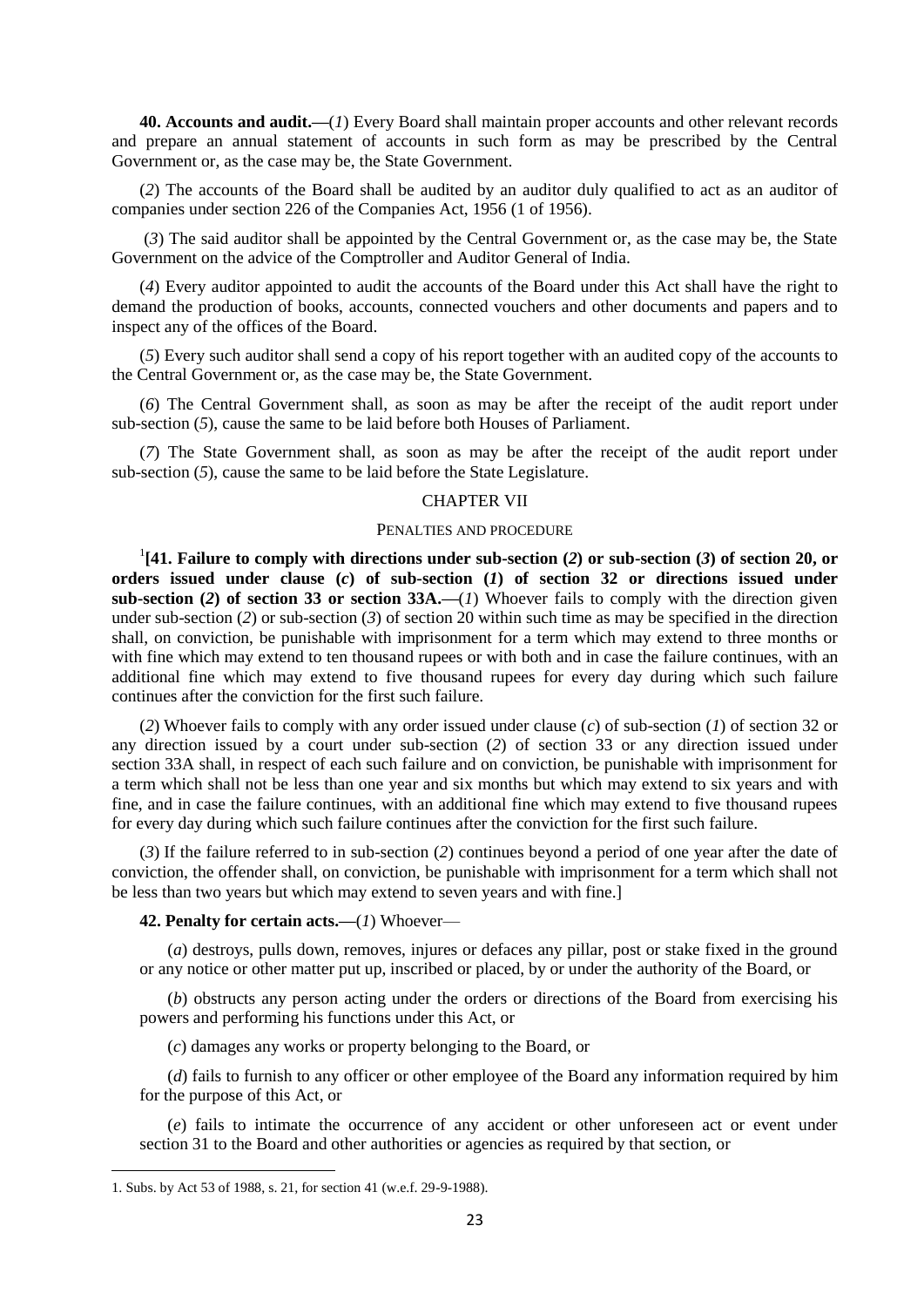**40. Accounts and audit.—**(*1*) Every Board shall maintain proper accounts and other relevant records and prepare an annual statement of accounts in such form as may be prescribed by the Central Government or, as the case may be, the State Government.

(*2*) The accounts of the Board shall be audited by an auditor duly qualified to act as an auditor of companies under section 226 of the Companies Act, 1956 (1 of 1956).

(*3*) The said auditor shall be appointed by the Central Government or, as the case may be, the State Government on the advice of the Comptroller and Auditor General of India.

(*4*) Every auditor appointed to audit the accounts of the Board under this Act shall have the right to demand the production of books, accounts, connected vouchers and other documents and papers and to inspect any of the offices of the Board.

(*5*) Every such auditor shall send a copy of his report together with an audited copy of the accounts to the Central Government or, as the case may be, the State Government.

(*6*) The Central Government shall, as soon as may be after the receipt of the audit report under sub-section (*5*), cause the same to be laid before both Houses of Parliament.

(*7*) The State Government shall, as soon as may be after the receipt of the audit report under sub-section (*5*), cause the same to be laid before the State Legislature.

## CHAPTER VII

### PENALTIES AND PROCEDURE

[1]**[41. Failure to comply with directions under sub-section (*2*) or sub-section (*3*) of section 20, or orders issued under clause (*c*) of sub-section (*1*) of section 32 or directions issued under sub-section (*2*) of section 33 or section 33A.—**(*1*) Whoever fails to comply with the direction given under sub-section (*2*) or sub-section (*3*) of section 20 within such time as may be specified in the direction shall, on conviction, be punishable with imprisonment for a term which may extend to three months or with fine which may extend to ten thousand rupees or with both and in case the failure continues, with an additional fine which may extend to five thousand rupees for every day during which such failure continues after the conviction for the first such failure.

(*2*) Whoever fails to comply with any order issued under clause (*c*) of sub-section (*1*) of section 32 or any direction issued by a court under sub-section (*2*) of section 33 or any direction issued under section 33A shall, in respect of each such failure and on conviction, be punishable with imprisonment for a term which shall not be less than one year and six months but which may extend to six years and with fine, and in case the failure continues, with an additional fine which may extend to five thousand rupees for every day during which such failure continues after the conviction for the first such failure.

(*3*) If the failure referred to in sub-section (*2*) continues beyond a period of one year after the date of conviction, the offender shall, on conviction, be punishable with imprisonment for a term which shall not be less than two years but which may extend to seven years and with fine.]

**42. Penalty for certain acts.—**(*1*) Whoever—

(*a*) destroys, pulls down, removes, injures or defaces any pillar, post or stake fixed in the ground or any notice or other matter put up, inscribed or placed, by or under the authority of the Board, or

(*b*) obstructs any person acting under the orders or directions of the Board from exercising his powers and performing his functions under this Act, or

(*c*) damages any works or property belonging to the Board, or

(*d*) fails to furnish to any officer or other employee of the Board any information required by him for the purpose of this Act, or

(*e*) fails to intimate the occurrence of any accident or other unforeseen act or event under section 31 to the Board and other authorities or agencies as required by that section, or

---

1. Subs. by Act 53 of 1988, s. 21, for section 41 (w.e.f. 29-9-1988).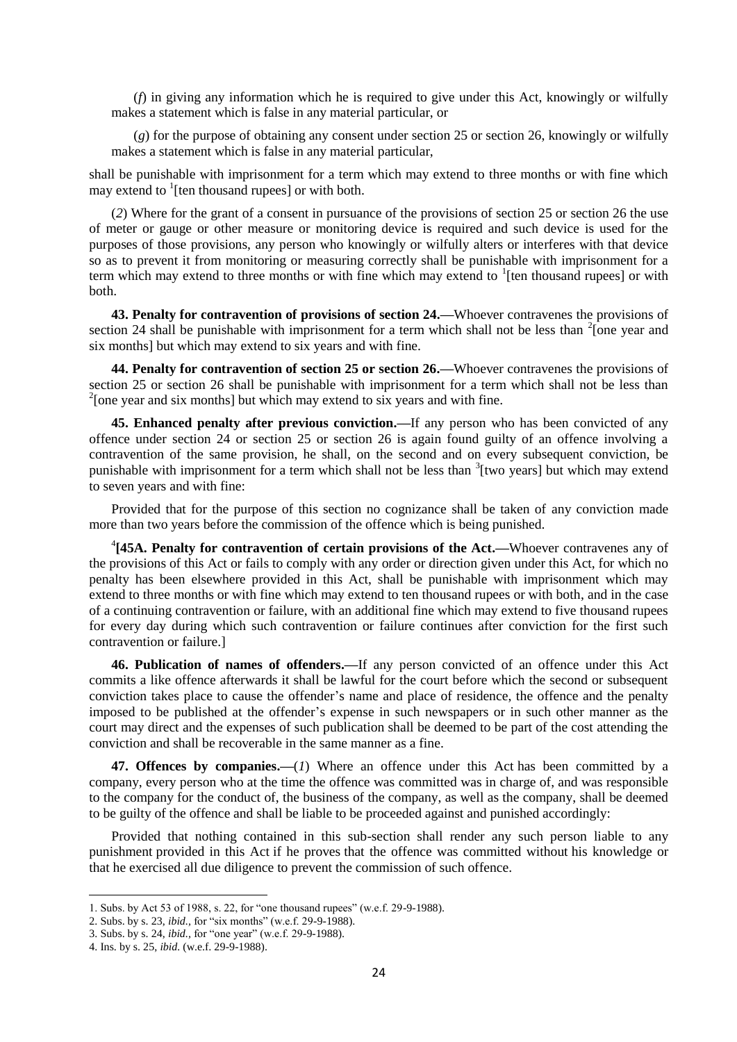(*f*) in giving any information which he is required to give under this Act, knowingly or wilfully makes a statement which is false in any material particular, or

(*g*) for the purpose of obtaining any consent under section 25 or section 26, knowingly or wilfully makes a statement which is false in any material particular,

shall be punishable with imprisonment for a term which may extend to three months or with fine which may extend to [1][ten thousand rupees] or with both.

(*2*) Where for the grant of a consent in pursuance of the provisions of section 25 or section 26 the use of meter or gauge or other measure or monitoring device is required and such device is used for the purposes of those provisions, any person who knowingly or wilfully alters or interferes with that device so as to prevent it from monitoring or measuring correctly shall be punishable with imprisonment for a term which may extend to three months or with fine which may extend to [1][ten thousand rupees] or with both.

**43. Penalty for contravention of provisions of section 24.—**Whoever contravenes the provisions of section 24 shall be punishable with imprisonment for a term which shall not be less than [2][one year and six months] but which may extend to six years and with fine.

**44. Penalty for contravention of section 25 or section 26.—**Whoever contravenes the provisions of section 25 or section 26 shall be punishable with imprisonment for a term which shall not be less than [2][one year and six months] but which may extend to six years and with fine.

**45. Enhanced penalty after previous conviction.—**If any person who has been convicted of any offence under section 24 or section 25 or section 26 is again found guilty of an offence involving a contravention of the same provision, he shall, on the second and on every subsequent conviction, be punishable with imprisonment for a term which shall not be less than [3][two years] but which may extend to seven years and with fine:

Provided that for the purpose of this section no cognizance shall be taken of any conviction made more than two years before the commission of the offence which is being punished.

[4]**[45A. Penalty for contravention of certain provisions of the Act.—**Whoever contravenes any of the provisions of this Act or fails to comply with any order or direction given under this Act, for which no penalty has been elsewhere provided in this Act, shall be punishable with imprisonment which may extend to three months or with fine which may extend to ten thousand rupees or with both, and in the case of a continuing contravention or failure, with an additional fine which may extend to five thousand rupees for every day during which such contravention or failure continues after conviction for the first such contravention or failure.]

**46. Publication of names of offenders.—**If any person convicted of an offence under this Act commits a like offence afterwards it shall be lawful for the court before which the second or subsequent conviction takes place to cause the offender's name and place of residence, the offence and the penalty imposed to be published at the offender's expense in such newspapers or in such other manner as the court may direct and the expenses of such publication shall be deemed to be part of the cost attending the conviction and shall be recoverable in the same manner as a fine.

**47. Offences by companies.—**(*1*) Where an offence under this Act has been committed by a company, every person who at the time the offence was committed was in charge of, and was responsible to the company for the conduct of, the business of the company, as well as the company, shall be deemed to be guilty of the offence and shall be liable to be proceeded against and punished accordingly:

Provided that nothing contained in this sub-section shall render any such person liable to any punishment provided in this Act if he proves that the offence was committed without his knowledge or that he exercised all due diligence to prevent the commission of such offence.

---

1. Subs. by Act 53 of 1988, s. 22, for "one thousand rupees" (w.e.f. 29-9-1988).
2. Subs. by s. 23, *ibid.*, for "six months" (w.e.f. 29-9-1988).
3. Subs. by s. 24, *ibid.*, for "one year" (w.e.f. 29-9-1988).
4. Ins. by s. 25, *ibid.* (w.e.f. 29-9-1988).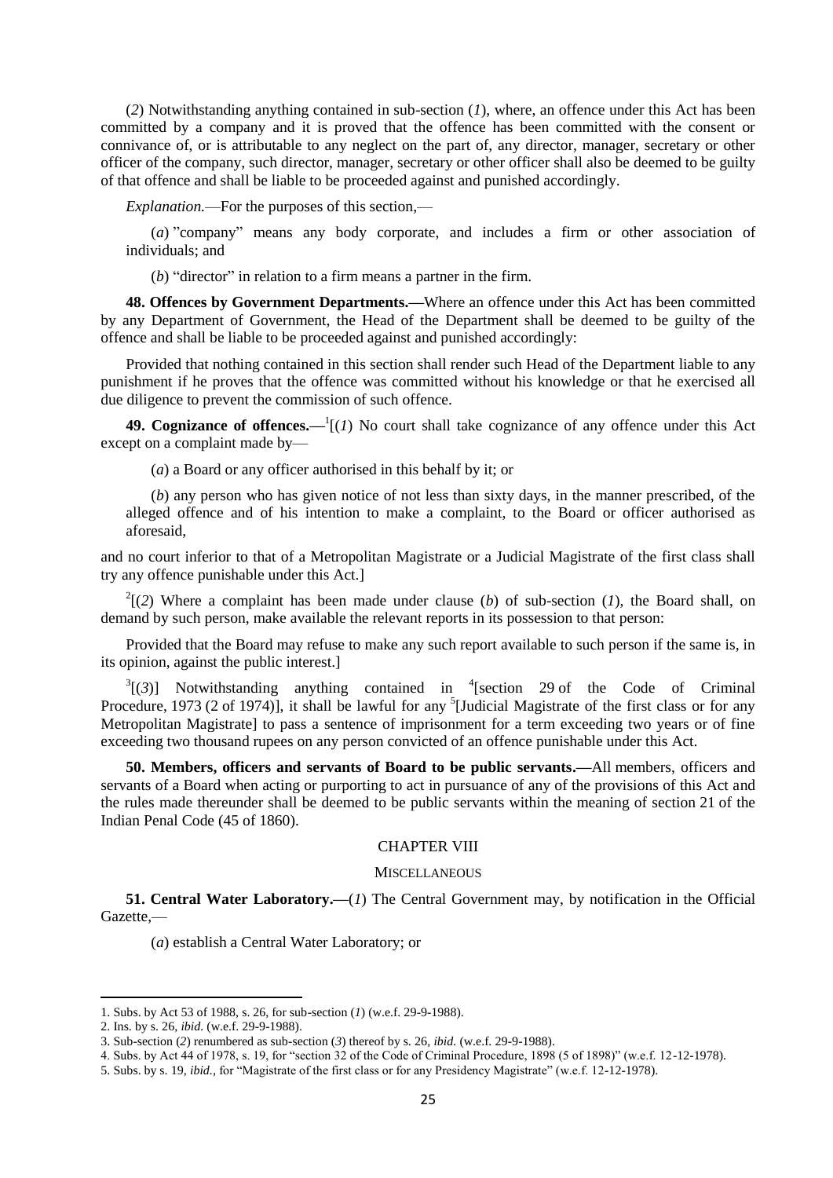(*2*) Notwithstanding anything contained in sub-section (*1*), where, an offence under this Act has been committed by a company and it is proved that the offence has been committed with the consent or connivance of, or is attributable to any neglect on the part of, any director, manager, secretary or other officer of the company, such director, manager, secretary or other officer shall also be deemed to be guilty of that offence and shall be liable to be proceeded against and punished accordingly.

*Explanation.*—For the purposes of this section,—

(*a*) "company" means any body corporate, and includes a firm or other association of individuals; and

(*b*) "director" in relation to a firm means a partner in the firm.

**48. Offences by Government Departments.—**Where an offence under this Act has been committed by any Department of Government, the Head of the Department shall be deemed to be guilty of the offence and shall be liable to be proceeded against and punished accordingly:

Provided that nothing contained in this section shall render such Head of the Department liable to any punishment if he proves that the offence was committed without his knowledge or that he exercised all due diligence to prevent the commission of such offence.

**49. Cognizance of offences.—**[1][(*1*) No court shall take cognizance of any offence under this Act except on a complaint made by—

(*a*) a Board or any officer authorised in this behalf by it; or

(*b*) any person who has given notice of not less than sixty days, in the manner prescribed, of the alleged offence and of his intention to make a complaint, to the Board or officer authorised as aforesaid,

and no court inferior to that of a Metropolitan Magistrate or a Judicial Magistrate of the first class shall try any offence punishable under this Act.]

[2][(*2*) Where a complaint has been made under clause (*b*) of sub-section (*1*), the Board shall, on demand by such person, make available the relevant reports in its possession to that person:

Provided that the Board may refuse to make any such report available to such person if the same is, in its opinion, against the public interest.]

[3][(*3*)] Notwithstanding anything contained in [4][section 29 of the Code of Criminal Procedure, 1973 (2 of 1974)], it shall be lawful for any [5][Judicial Magistrate of the first class or for any Metropolitan Magistrate] to pass a sentence of imprisonment for a term exceeding two years or of fine exceeding two thousand rupees on any person convicted of an offence punishable under this Act.

**50. Members, officers and servants of Board to be public servants.—**All members, officers and servants of a Board when acting or purporting to act in pursuance of any of the provisions of this Act and the rules made thereunder shall be deemed to be public servants within the meaning of section 21 of the Indian Penal Code (45 of 1860).

## CHAPTER VIII

### MISCELLANEOUS

**51. Central Water Laboratory.—**(*1*) The Central Government may, by notification in the Official Gazette,—

(*a*) establish a Central Water Laboratory; or

---

1. Subs. by Act 53 of 1988, s. 26, for sub-section (*1*) (w.e.f. 29-9-1988).
2. Ins. by s. 26, *ibid.* (w.e.f. 29-9-1988).
3. Sub-section (*2*) renumbered as sub-section (*3*) thereof by s. 26, *ibid.* (w.e.f. 29-9-1988).
4. Subs. by Act 44 of 1978, s. 19, for "section 32 of the Code of Criminal Procedure, 1898 (5 of 1898)" (w.e.f. 12-12-1978).
5. Subs. by s. 19, *ibid.*, for "Magistrate of the first class or for any Presidency Magistrate" (w.e.f. 12-12-1978).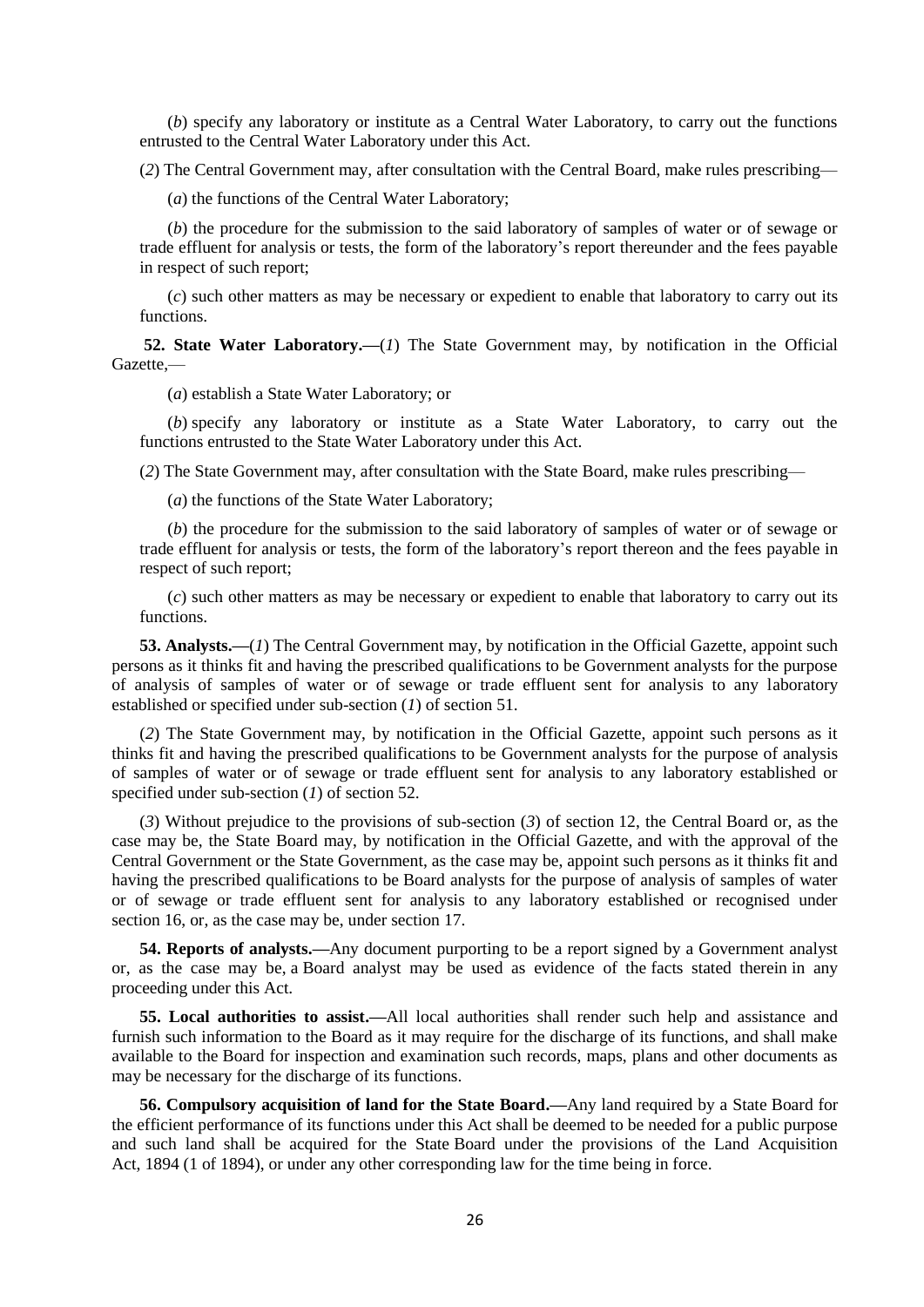(*b*) specify any laboratory or institute as a Central Water Laboratory, to carry out the functions entrusted to the Central Water Laboratory under this Act.

(*2*) The Central Government may, after consultation with the Central Board, make rules prescribing—

(*a*) the functions of the Central Water Laboratory;

(*b*) the procedure for the submission to the said laboratory of samples of water or of sewage or trade effluent for analysis or tests, the form of the laboratory's report thereunder and the fees payable in respect of such report;

(*c*) such other matters as may be necessary or expedient to enable that laboratory to carry out its functions.

**52. State Water Laboratory.—**(*1*) The State Government may, by notification in the Official Gazette,—

(*a*) establish a State Water Laboratory; or

(*b*) specify any laboratory or institute as a State Water Laboratory, to carry out the functions entrusted to the State Water Laboratory under this Act.

(*2*) The State Government may, after consultation with the State Board, make rules prescribing—

(*a*) the functions of the State Water Laboratory;

(*b*) the procedure for the submission to the said laboratory of samples of water or of sewage or trade effluent for analysis or tests, the form of the laboratory's report thereon and the fees payable in respect of such report;

(*c*) such other matters as may be necessary or expedient to enable that laboratory to carry out its functions.

**53. Analysts.—**(*1*) The Central Government may, by notification in the Official Gazette, appoint such persons as it thinks fit and having the prescribed qualifications to be Government analysts for the purpose of analysis of samples of water or of sewage or trade effluent sent for analysis to any laboratory established or specified under sub-section (*1*) of section 51.

(*2*) The State Government may, by notification in the Official Gazette, appoint such persons as it thinks fit and having the prescribed qualifications to be Government analysts for the purpose of analysis of samples of water or of sewage or trade effluent sent for analysis to any laboratory established or specified under sub-section (*1*) of section 52.

(*3*) Without prejudice to the provisions of sub-section (*3*) of section 12, the Central Board or, as the case may be, the State Board may, by notification in the Official Gazette, and with the approval of the Central Government or the State Government, as the case may be, appoint such persons as it thinks fit and having the prescribed qualifications to be Board analysts for the purpose of analysis of samples of water or of sewage or trade effluent sent for analysis to any laboratory established or recognised under section 16, or, as the case may be, under section 17.

**54. Reports of analysts.—**Any document purporting to be a report signed by a Government analyst or, as the case may be, a Board analyst may be used as evidence of the facts stated therein in any proceeding under this Act.

**55. Local authorities to assist.—**All local authorities shall render such help and assistance and furnish such information to the Board as it may require for the discharge of its functions, and shall make available to the Board for inspection and examination such records, maps, plans and other documents as may be necessary for the discharge of its functions.

**56. Compulsory acquisition of land for the State Board.—**Any land required by a State Board for the efficient performance of its functions under this Act shall be deemed to be needed for a public purpose and such land shall be acquired for the State Board under the provisions of the Land Acquisition Act, 1894 (1 of 1894), or under any other corresponding law for the time being in force.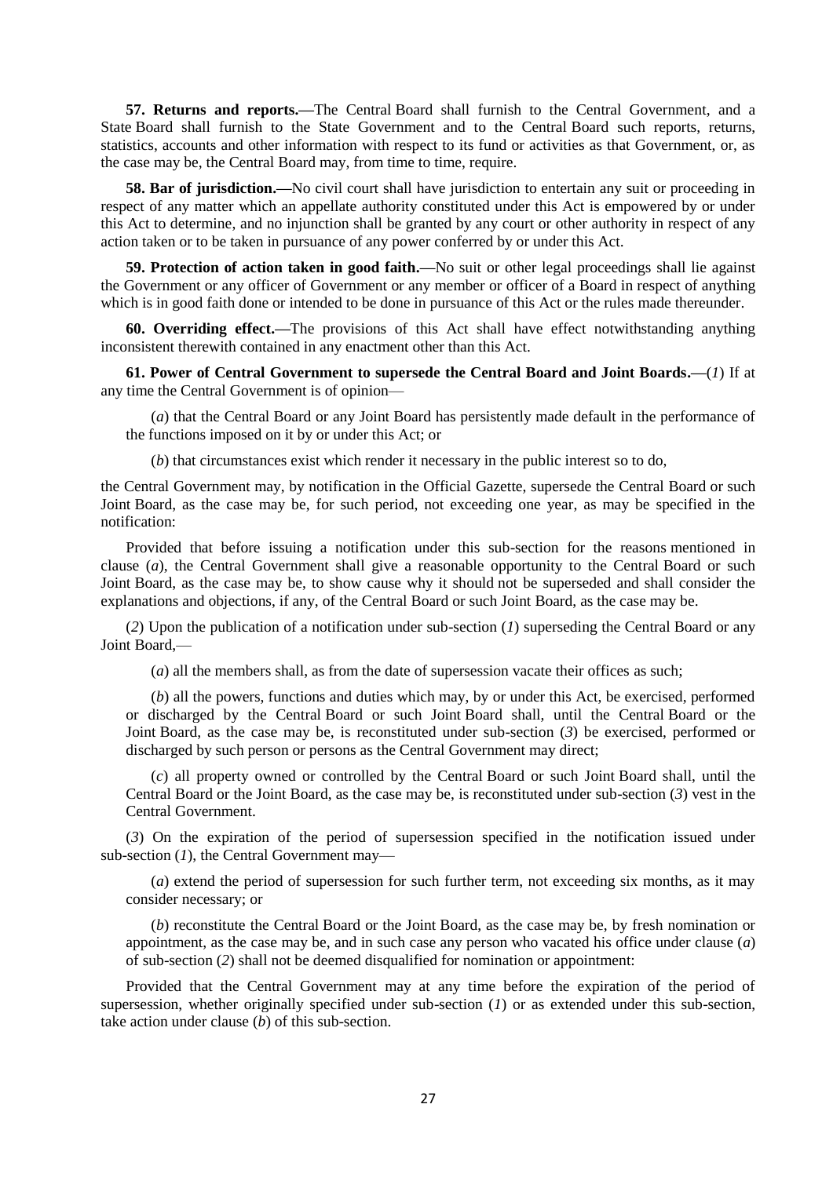**57. Returns and reports.—**The Central Board shall furnish to the Central Government, and a State Board shall furnish to the State Government and to the Central Board such reports, returns, statistics, accounts and other information with respect to its fund or activities as that Government, or, as the case may be, the Central Board may, from time to time, require.

**58. Bar of jurisdiction.—**No civil court shall have jurisdiction to entertain any suit or proceeding in respect of any matter which an appellate authority constituted under this Act is empowered by or under this Act to determine, and no injunction shall be granted by any court or other authority in respect of any action taken or to be taken in pursuance of any power conferred by or under this Act.

**59. Protection of action taken in good faith.—**No suit or other legal proceedings shall lie against the Government or any officer of Government or any member or officer of a Board in respect of anything which is in good faith done or intended to be done in pursuance of this Act or the rules made thereunder.

**60. Overriding effect.—**The provisions of this Act shall have effect notwithstanding anything inconsistent therewith contained in any enactment other than this Act.

**61. Power of Central Government to supersede the Central Board and Joint Boards.—**(*1*) If at any time the Central Government is of opinion—

(*a*) that the Central Board or any Joint Board has persistently made default in the performance of the functions imposed on it by or under this Act; or

(*b*) that circumstances exist which render it necessary in the public interest so to do,

the Central Government may, by notification in the Official Gazette, supersede the Central Board or such Joint Board, as the case may be, for such period, not exceeding one year, as may be specified in the notification:

Provided that before issuing a notification under this sub-section for the reasons mentioned in clause (*a*), the Central Government shall give a reasonable opportunity to the Central Board or such Joint Board, as the case may be, to show cause why it should not be superseded and shall consider the explanations and objections, if any, of the Central Board or such Joint Board, as the case may be.

(*2*) Upon the publication of a notification under sub-section (*1*) superseding the Central Board or any Joint Board,—

(*a*) all the members shall, as from the date of supersession vacate their offices as such;

(*b*) all the powers, functions and duties which may, by or under this Act, be exercised, performed or discharged by the Central Board or such Joint Board shall, until the Central Board or the Joint Board, as the case may be, is reconstituted under sub-section (*3*) be exercised, performed or discharged by such person or persons as the Central Government may direct;

(*c*) all property owned or controlled by the Central Board or such Joint Board shall, until the Central Board or the Joint Board, as the case may be, is reconstituted under sub-section (*3*) vest in the Central Government.

(*3*) On the expiration of the period of supersession specified in the notification issued under sub-section (*1*), the Central Government may—

(*a*) extend the period of supersession for such further term, not exceeding six months, as it may consider necessary; or

(*b*) reconstitute the Central Board or the Joint Board, as the case may be, by fresh nomination or appointment, as the case may be, and in such case any person who vacated his office under clause (*a*) of sub-section (*2*) shall not be deemed disqualified for nomination or appointment:

Provided that the Central Government may at any time before the expiration of the period of supersession, whether originally specified under sub-section (*1*) or as extended under this sub-section, take action under clause (*b*) of this sub-section.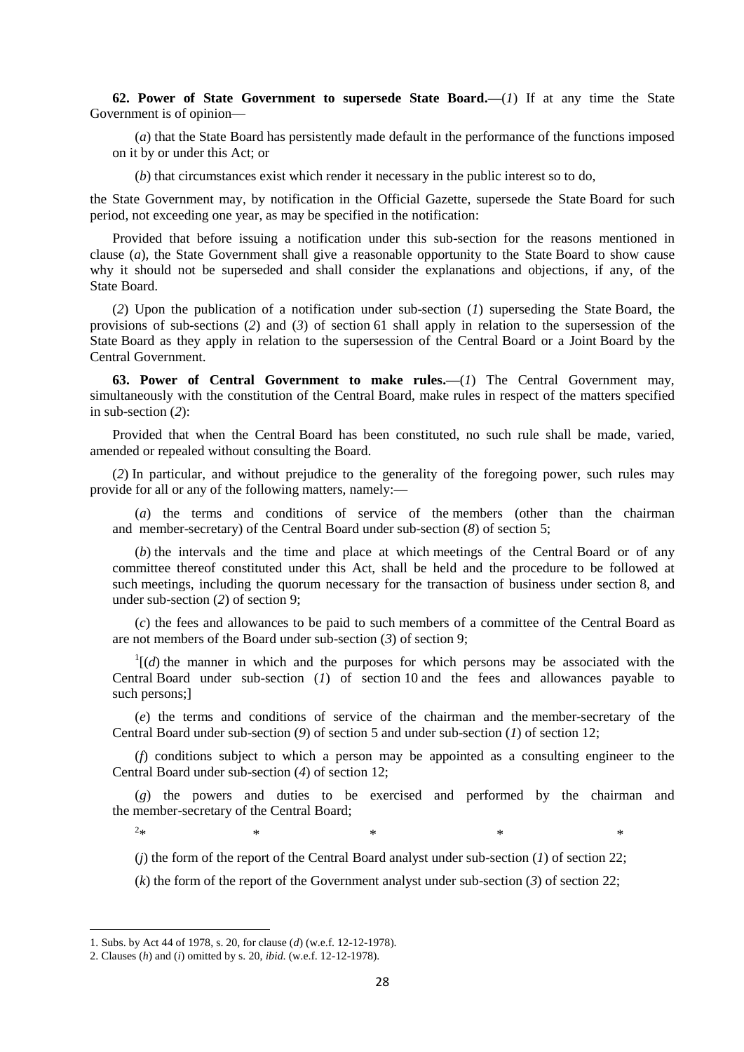**62. Power of State Government to supersede State Board.**—(*1*) If at any time the State Government is of opinion—

(*a*) that the State Board has persistently made default in the performance of the functions imposed on it by or under this Act; or

(*b*) that circumstances exist which render it necessary in the public interest so to do,

the State Government may, by notification in the Official Gazette, supersede the State Board for such period, not exceeding one year, as may be specified in the notification:

Provided that before issuing a notification under this sub-section for the reasons mentioned in clause (*a*), the State Government shall give a reasonable opportunity to the State Board to show cause why it should not be superseded and shall consider the explanations and objections, if any, of the State Board.

(*2*) Upon the publication of a notification under sub-section (*1*) superseding the State Board, the provisions of sub-sections (*2*) and (*3*) of section 61 shall apply in relation to the supersession of the State Board as they apply in relation to the supersession of the Central Board or a Joint Board by the Central Government.

**63. Power of Central Government to make rules.**—(*1*) The Central Government may, simultaneously with the constitution of the Central Board, make rules in respect of the matters specified in sub-section (*2*):

Provided that when the Central Board has been constituted, no such rule shall be made, varied, amended or repealed without consulting the Board.

(*2*) In particular, and without prejudice to the generality of the foregoing power, such rules may provide for all or any of the following matters, namely:—

(*a*) the terms and conditions of service of the members (other than the chairman and member-secretary) of the Central Board under sub-section (*8*) of section 5;

(*b*) the intervals and the time and place at which meetings of the Central Board or of any committee thereof constituted under this Act, shall be held and the procedure to be followed at such meetings, including the quorum necessary for the transaction of business under section 8, and under sub-section (*2*) of section 9;

(*c*) the fees and allowances to be paid to such members of a committee of the Central Board as are not members of the Board under sub-section (*3*) of section 9;

[1][(*d*) the manner in which and the purposes for which persons may be associated with the Central Board under sub-section (*1*) of section 10 and the fees and allowances payable to such persons;]

(*e*) the terms and conditions of service of the chairman and the member-secretary of the Central Board under sub-section (*9*) of section 5 and under sub-section (*1*) of section 12;

(*f*) conditions subject to which a person may be appointed as a consulting engineer to the Central Board under sub-section (*4*) of section 12;

(*g*) the powers and duties to be exercised and performed by the chairman and the member-secretary of the Central Board;

[2]* * * * *

(*j*) the form of the report of the Central Board analyst under sub-section (*1*) of section 22;

(*k*) the form of the report of the Government analyst under sub-section (*3*) of section 22;

---

1. Subs. by Act 44 of 1978, s. 20, for clause (*d*) (w.e.f. 12-12-1978).
2. Clauses (*h*) and (*i*) omitted by s. 20, *ibid.* (w.e.f. 12-12-1978).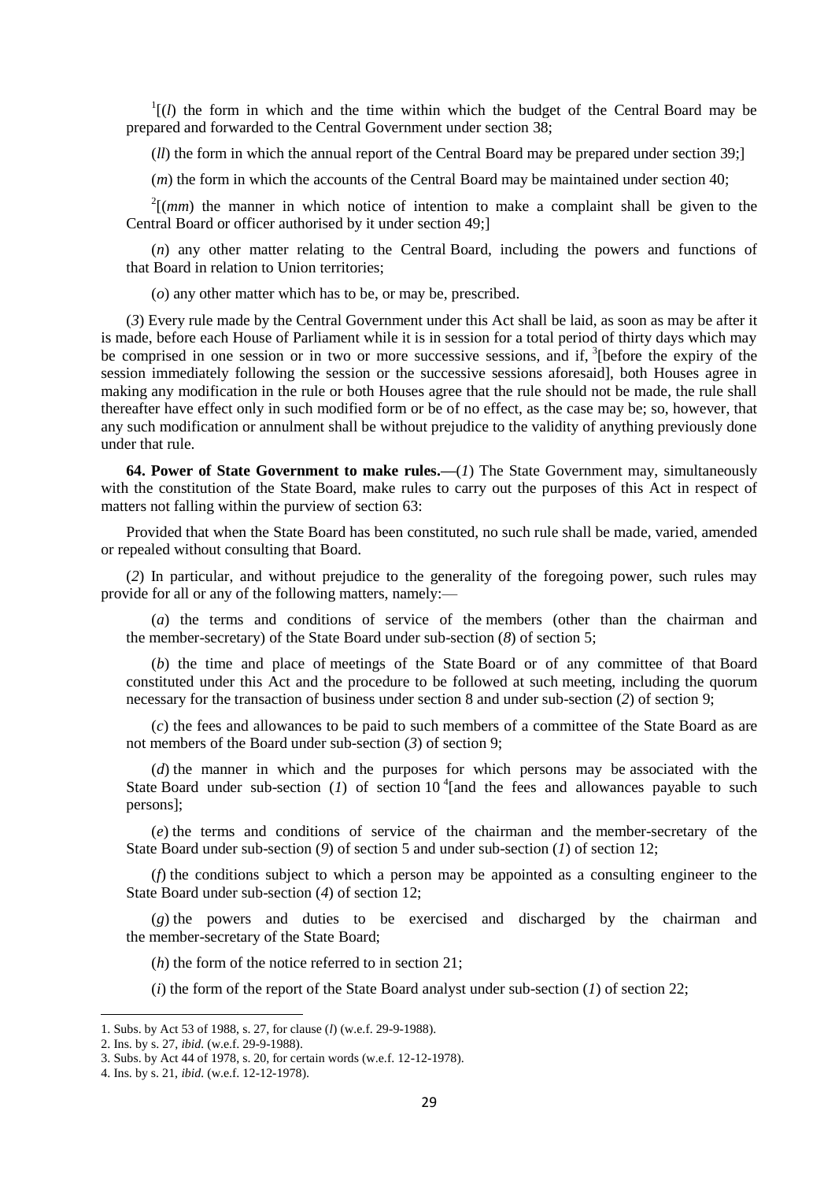[1][(*l*) the form in which and the time within which the budget of the Central Board may be prepared and forwarded to the Central Government under section 38;

(*ll*) the form in which the annual report of the Central Board may be prepared under section 39;]

(*m*) the form in which the accounts of the Central Board may be maintained under section 40;

[2][(*mm*) the manner in which notice of intention to make a complaint shall be given to the Central Board or officer authorised by it under section 49;]

(*n*) any other matter relating to the Central Board, including the powers and functions of that Board in relation to Union territories;

(*o*) any other matter which has to be, or may be, prescribed.

(*3*) Every rule made by the Central Government under this Act shall be laid, as soon as may be after it is made, before each House of Parliament while it is in session for a total period of thirty days which may be comprised in one session or in two or more successive sessions, and if, [3][before the expiry of the session immediately following the session or the successive sessions aforesaid], both Houses agree in making any modification in the rule or both Houses agree that the rule should not be made, the rule shall thereafter have effect only in such modified form or be of no effect, as the case may be; so, however, that any such modification or annulment shall be without prejudice to the validity of anything previously done under that rule.

**64. Power of State Government to make rules.—**(*1*) The State Government may, simultaneously with the constitution of the State Board, make rules to carry out the purposes of this Act in respect of matters not falling within the purview of section 63:

Provided that when the State Board has been constituted, no such rule shall be made, varied, amended or repealed without consulting that Board.

(*2*) In particular, and without prejudice to the generality of the foregoing power, such rules may provide for all or any of the following matters, namely:—

(*a*) the terms and conditions of service of the members (other than the chairman and the member-secretary) of the State Board under sub-section (*8*) of section 5;

(*b*) the time and place of meetings of the State Board or of any committee of that Board constituted under this Act and the procedure to be followed at such meeting, including the quorum necessary for the transaction of business under section 8 and under sub-section (*2*) of section 9;

(*c*) the fees and allowances to be paid to such members of a committee of the State Board as are not members of the Board under sub-section (*3*) of section 9;

(*d*) the manner in which and the purposes for which persons may be associated with the State Board under sub-section (*1*) of section 10 [4][and the fees and allowances payable to such persons];

(*e*) the terms and conditions of service of the chairman and the member-secretary of the State Board under sub-section (*9*) of section 5 and under sub-section (*1*) of section 12;

(*f*) the conditions subject to which a person may be appointed as a consulting engineer to the State Board under sub-section (*4*) of section 12;

(*g*) the powers and duties to be exercised and discharged by the chairman and the member-secretary of the State Board;

(*h*) the form of the notice referred to in section 21;

(*i*) the form of the report of the State Board analyst under sub-section (*1*) of section 22;

---

1. Subs. by Act 53 of 1988, s. 27, for clause (*l*) (w.e.f. 29-9-1988).
2. Ins. by s. 27, *ibid.* (w.e.f. 29-9-1988).
3. Subs. by Act 44 of 1978, s. 20, for certain words (w.e.f. 12-12-1978).
4. Ins. by s. 21, *ibid.* (w.e.f. 12-12-1978).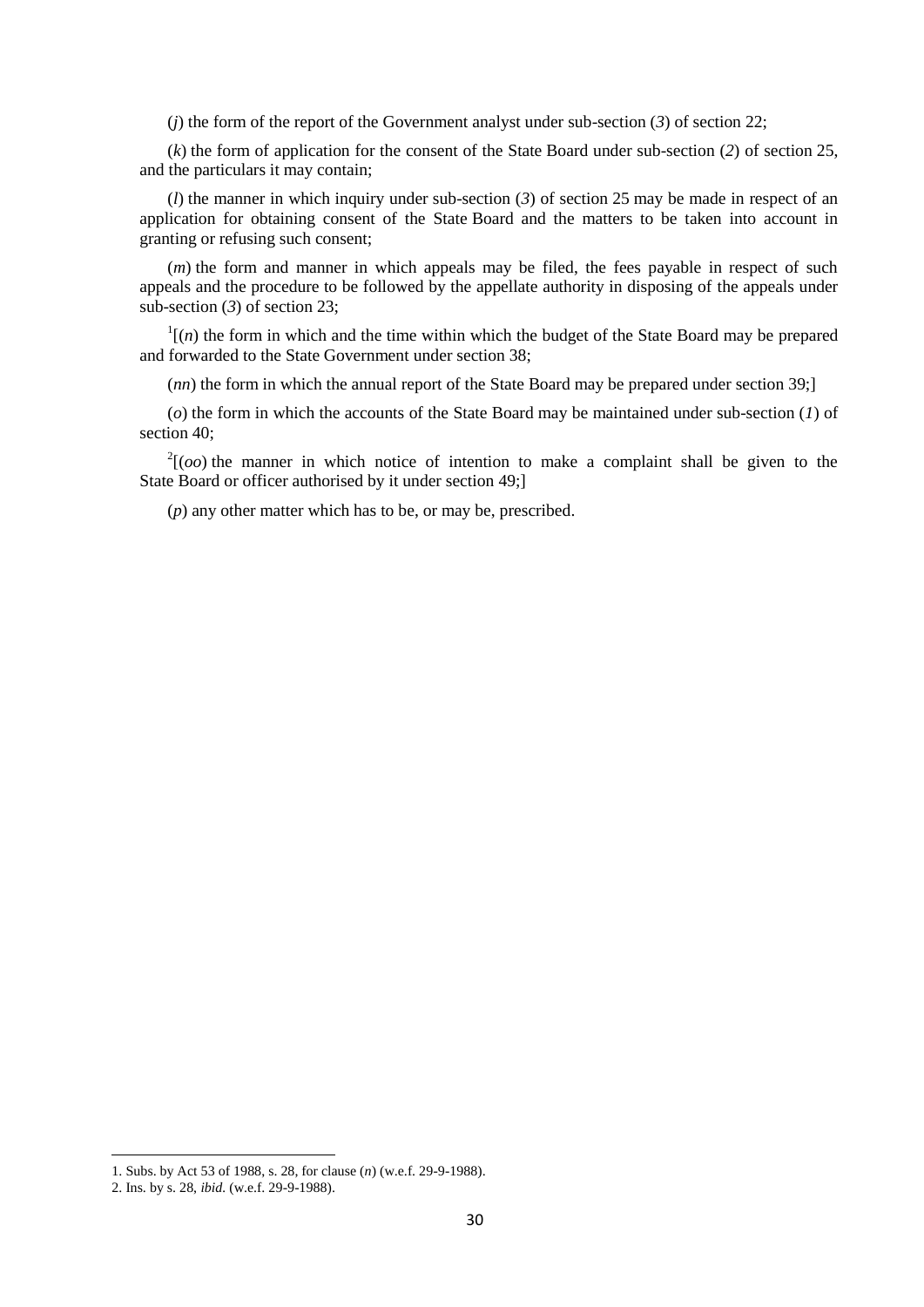(*j*) the form of the report of the Government analyst under sub-section (*3*) of section 22;

(*k*) the form of application for the consent of the State Board under sub-section (*2*) of section 25, and the particulars it may contain;

(*l*) the manner in which inquiry under sub-section (*3*) of section 25 may be made in respect of an application for obtaining consent of the State Board and the matters to be taken into account in granting or refusing such consent;

(*m*) the form and manner in which appeals may be filed, the fees payable in respect of such appeals and the procedure to be followed by the appellate authority in disposing of the appeals under sub-section (*3*) of section 23;

[1][(*n*) the form in which and the time within which the budget of the State Board may be prepared and forwarded to the State Government under section 38;

(*nn*) the form in which the annual report of the State Board may be prepared under section 39;]

(*o*) the form in which the accounts of the State Board may be maintained under sub-section (*1*) of section 40;

[2][(*oo*) the manner in which notice of intention to make a complaint shall be given to the State Board or officer authorised by it under section 49;]

(*p*) any other matter which has to be, or may be, prescribed.

---

1. Subs. by Act 53 of 1988, s. 28, for clause (*n*) (w.e.f. 29-9-1988).
2. Ins. by s. 28, *ibid.* (w.e.f. 29-9-1988).